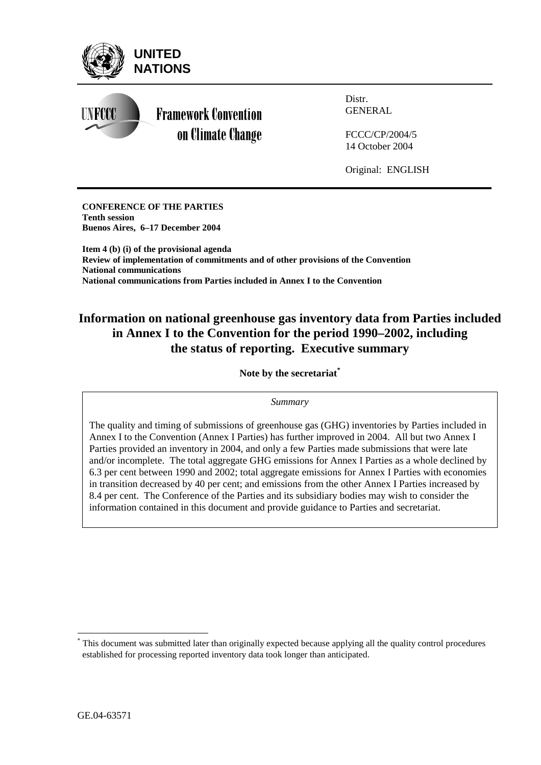**UNITED NATIONS**

UNFCCC

**Framework Convention on Climate Change**

Distr.
GENERAL

FCCC/CP/2004/5
14 October 2004

Original: ENGLISH

**CONFERENCE OF THE PARTIES**
**Tenth session**
**Buenos Aires, 6–17 December 2004**

**Item 4 (b) (i) of the provisional agenda**
**Review of implementation of commitments and of other provisions of the Convention**
**National communications**
**National communications from Parties included in Annex I to the Convention**

# Information on national greenhouse gas inventory data from Parties included in Annex I to the Convention for the period 1990–2002, including the status of reporting. Executive summary

**Note by the secretariat***

*Summary*

The quality and timing of submissions of greenhouse gas (GHG) inventories by Parties included in Annex I to the Convention (Annex I Parties) has further improved in 2004. All but two Annex I Parties provided an inventory in 2004, and only a few Parties made submissions that were late and/or incomplete. The total aggregate GHG emissions for Annex I Parties as a whole declined by 6.3 per cent between 1990 and 2002; total aggregate emissions for Annex I Parties with economies in transition decreased by 40 per cent; and emissions from the other Annex I Parties increased by 8.4 per cent. The Conference of the Parties and its subsidiary bodies may wish to consider the information contained in this document and provide guidance to Parties and secretariat.

* This document was submitted later than originally expected because applying all the quality control procedures established for processing reported inventory data took longer than anticipated.

GE.04-63571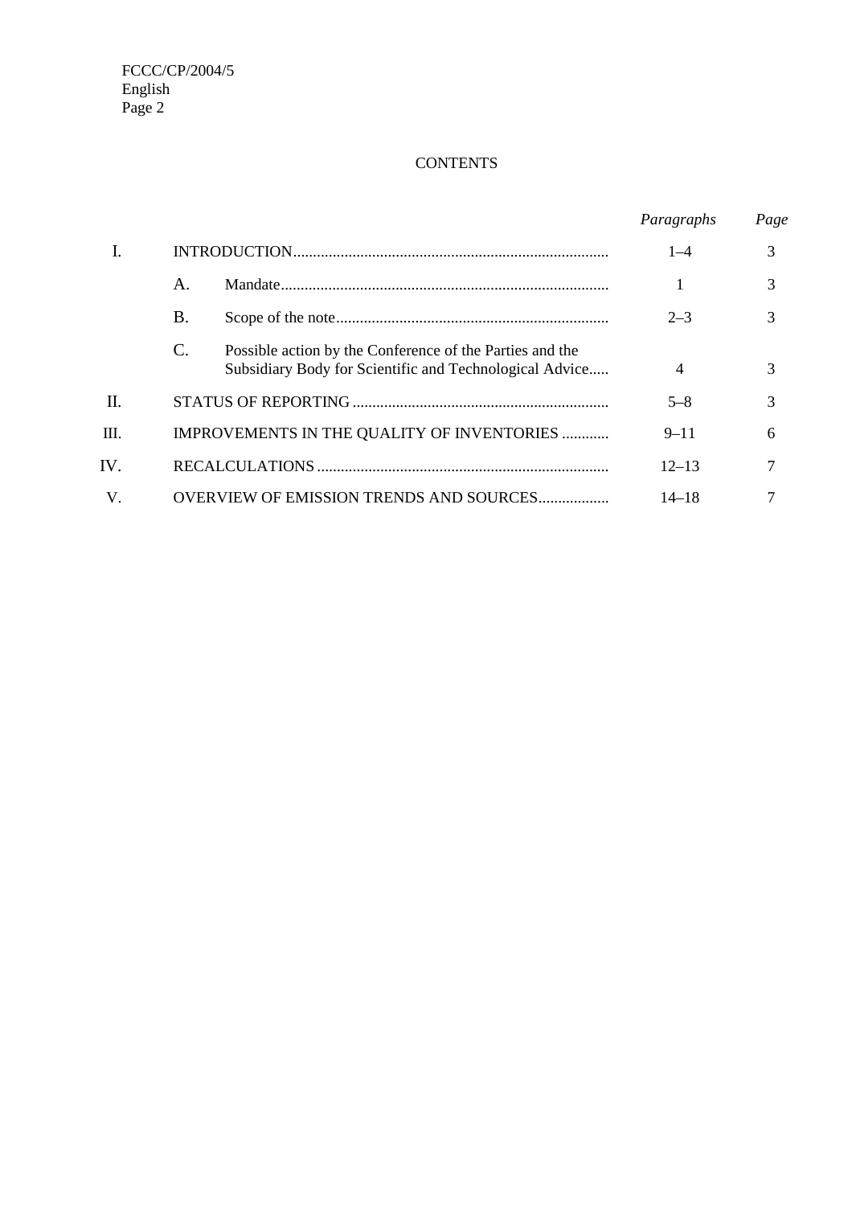# CONTENTS

| | | | *Paragraphs* | *Page* |
|---|---|---|---|---|
| I. | INTRODUCTION | | 1–4 | 3 |
| | A. | Mandate | 1 | 3 |
| | B. | Scope of the note | 2–3 | 3 |
| | C. | Possible action by the Conference of the Parties and the Subsidiary Body for Scientific and Technological Advice | 4 | 3 |
| II. | STATUS OF REPORTING | | 5–8 | 3 |
| III. | IMPROVEMENTS IN THE QUALITY OF INVENTORIES | | 9–11 | 6 |
| IV. | RECALCULATIONS | | 12–13 | 7 |
| V. | OVERVIEW OF EMISSION TRENDS AND SOURCES | | 14–18 | 7 |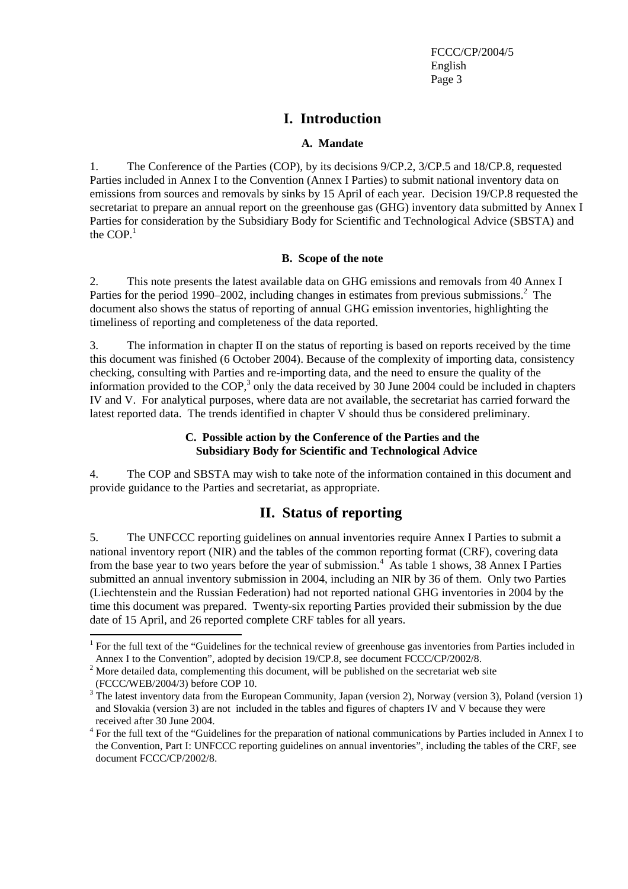# I. Introduction

### A. Mandate

1. The Conference of the Parties (COP), by its decisions 9/CP.2, 3/CP.5 and 18/CP.8, requested Parties included in Annex I to the Convention (Annex I Parties) to submit national inventory data on emissions from sources and removals by sinks by 15 April of each year. Decision 19/CP.8 requested the secretariat to prepare an annual report on the greenhouse gas (GHG) inventory data submitted by Annex I Parties for consideration by the Subsidiary Body for Scientific and Technological Advice (SBSTA) and the COP.[1]

### B. Scope of the note

2. This note presents the latest available data on GHG emissions and removals from 40 Annex I Parties for the period 1990–2002, including changes in estimates from previous submissions.[2] The document also shows the status of reporting of annual GHG emission inventories, highlighting the timeliness of reporting and completeness of the data reported.

3. The information in chapter II on the status of reporting is based on reports received by the time this document was finished (6 October 2004). Because of the complexity of importing data, consistency checking, consulting with Parties and re-importing data, and the need to ensure the quality of the information provided to the COP,[3] only the data received by 30 June 2004 could be included in chapters IV and V. For analytical purposes, where data are not available, the secretariat has carried forward the latest reported data. The trends identified in chapter V should thus be considered preliminary.

### C. Possible action by the Conference of the Parties and the Subsidiary Body for Scientific and Technological Advice

4. The COP and SBSTA may wish to take note of the information contained in this document and provide guidance to the Parties and secretariat, as appropriate.

# II. Status of reporting

5. The UNFCCC reporting guidelines on annual inventories require Annex I Parties to submit a national inventory report (NIR) and the tables of the common reporting format (CRF), covering data from the base year to two years before the year of submission.[4] As table 1 shows, 38 Annex I Parties submitted an annual inventory submission in 2004, including an NIR by 36 of them. Only two Parties (Liechtenstein and the Russian Federation) had not reported national GHG inventories in 2004 by the time this document was prepared. Twenty-six reporting Parties provided their submission by the due date of 15 April, and 26 reported complete CRF tables for all years.

---

[1] For the full text of the "Guidelines for the technical review of greenhouse gas inventories from Parties included in Annex I to the Convention", adopted by decision 19/CP.8, see document FCCC/CP/2002/8.

[2] More detailed data, complementing this document, will be published on the secretariat web site (FCCC/WEB/2004/3) before COP 10.

[3] The latest inventory data from the European Community, Japan (version 2), Norway (version 3), Poland (version 1) and Slovakia (version 3) are not included in the tables and figures of chapters IV and V because they were received after 30 June 2004.

[4] For the full text of the "Guidelines for the preparation of national communications by Parties included in Annex I to the Convention, Part I: UNFCCC reporting guidelines on annual inventories", including the tables of the CRF, see document FCCC/CP/2002/8.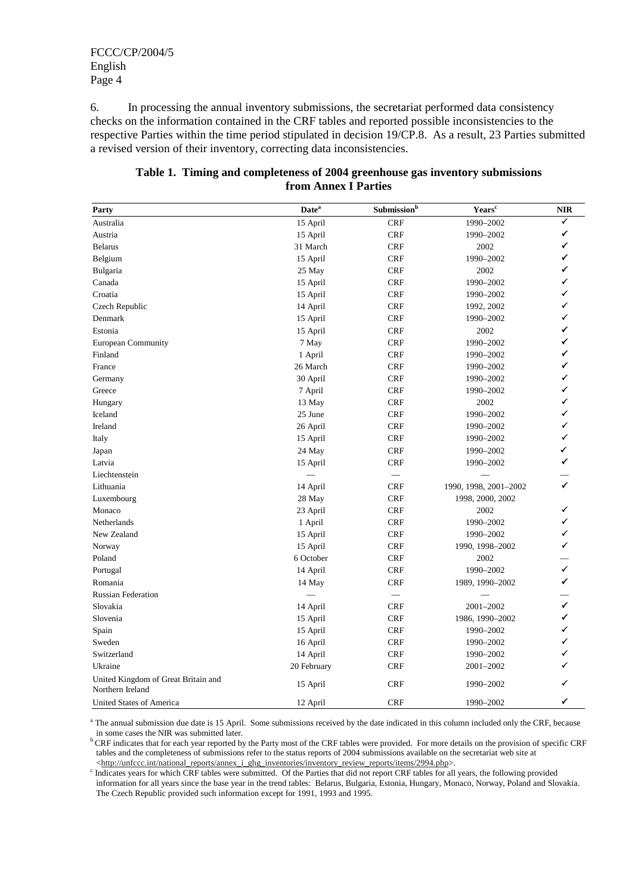6. In processing the annual inventory submissions, the secretariat performed data consistency checks on the information contained in the CRF tables and reported possible inconsistencies to the respective Parties within the time period stipulated in decision 19/CP.8. As a result, 23 Parties submitted a revised version of their inventory, correcting data inconsistencies.

**Table 1. Timing and completeness of 2004 greenhouse gas inventory submissions from Annex I Parties**

| Party | Date[a] | Submission[b] | Years[c] | NIR |
|---|---|---|---|---|
| Australia | 15 April | CRF | 1990–2002 | ✓ |
| Austria | 15 April | CRF | 1990–2002 | ✓ |
| Belarus | 31 March | CRF | 2002 | ✓ |
| Belgium | 15 April | CRF | 1990–2002 | ✓ |
| Bulgaria | 25 May | CRF | 2002 | ✓ |
| Canada | 15 April | CRF | 1990–2002 | ✓ |
| Croatia | 15 April | CRF | 1990–2002 | ✓ |
| Czech Republic | 14 April | CRF | 1992, 2002 | ✓ |
| Denmark | 15 April | CRF | 1990–2002 | ✓ |
| Estonia | 15 April | CRF | 2002 | ✓ |
| European Community | 7 May | CRF | 1990–2002 | ✓ |
| Finland | 1 April | CRF | 1990–2002 | ✓ |
| France | 26 March | CRF | 1990–2002 | ✓ |
| Germany | 30 April | CRF | 1990–2002 | ✓ |
| Greece | 7 April | CRF | 1990–2002 | ✓ |
| Hungary | 13 May | CRF | 2002 | ✓ |
| Iceland | 25 June | CRF | 1990–2002 | ✓ |
| Ireland | 26 April | CRF | 1990–2002 | ✓ |
| Italy | 15 April | CRF | 1990–2002 | ✓ |
| Japan | 24 May | CRF | 1990–2002 | ✓ |
| Latvia | 15 April | CRF | 1990–2002 | ✓ |
| Liechtenstein | — | — | — | — |
| Lithuania | 14 April | CRF | 1990, 1998, 2001–2002 | ✓ |
| Luxembourg | 28 May | CRF | 1998, 2000, 2002 | |
| Monaco | 23 April | CRF | 2002 | ✓ |
| Netherlands | 1 April | CRF | 1990–2002 | ✓ |
| New Zealand | 15 April | CRF | 1990–2002 | ✓ |
| Norway | 15 April | CRF | 1990, 1998–2002 | ✓ |
| Poland | 6 October | CRF | 2002 | — |
| Portugal | 14 April | CRF | 1990–2002 | ✓ |
| Romania | 14 May | CRF | 1989, 1990–2002 | ✓ |
| Russian Federation | — | — | — | — |
| Slovakia | 14 April | CRF | 2001–2002 | ✓ |
| Slovenia | 15 April | CRF | 1986, 1990–2002 | ✓ |
| Spain | 15 April | CRF | 1990–2002 | ✓ |
| Sweden | 16 April | CRF | 1990–2002 | ✓ |
| Switzerland | 14 April | CRF | 1990–2002 | ✓ |
| Ukraine | 20 February | CRF | 2001–2002 | ✓ |
| United Kingdom of Great Britain and Northern Ireland | 15 April | CRF | 1990–2002 | ✓ |
| United States of America | 12 April | CRF | 1990–2002 | ✓ |

[a] The annual submission due date is 15 April. Some submissions received by the date indicated in this column included only the CRF, because in some cases the NIR was submitted later.

[b] CRF indicates that for each year reported by the Party most of the CRF tables were provided. For more details on the provision of specific CRF tables and the completeness of submissions refer to the status reports of 2004 submissions available on the secretariat web site at <http://unfccc.int/national_reports/annex_i_ghg_inventories/inventory_review_reports/items/2994.php>.

[c] Indicates years for which CRF tables were submitted. Of the Parties that did not report CRF tables for all years, the following provided information for all years since the base year in the trend tables: Belarus, Bulgaria, Estonia, Hungary, Monaco, Norway, Poland and Slovakia. The Czech Republic provided such information except for 1991, 1993 and 1995.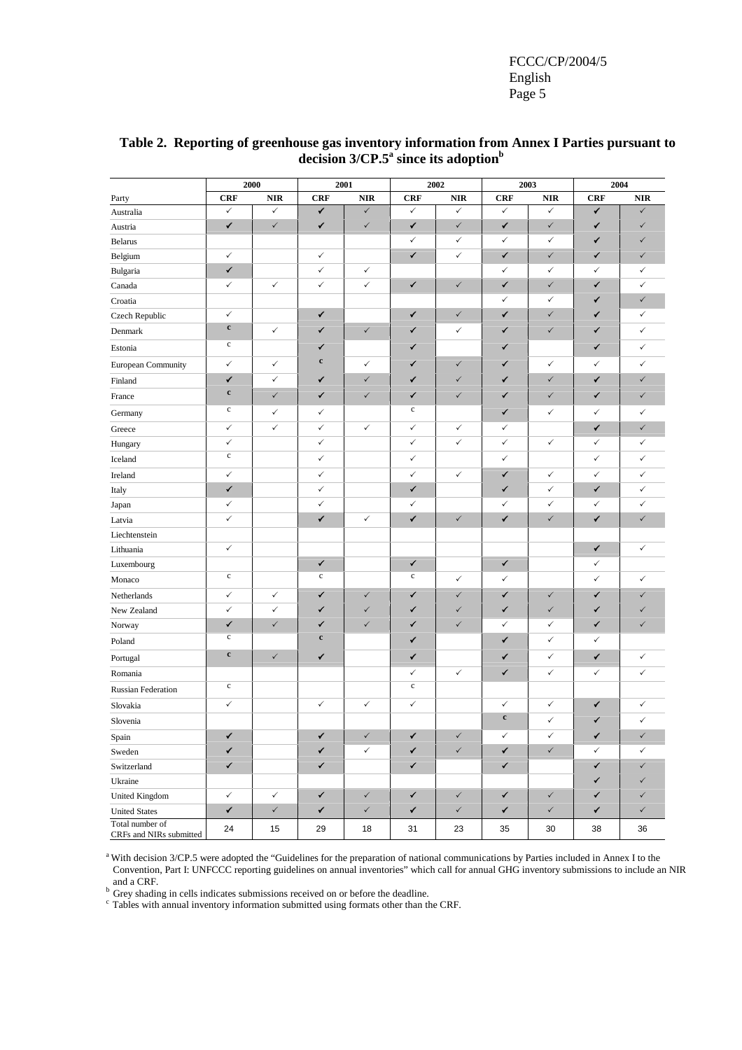**Table 2. Reporting of greenhouse gas inventory information from Annex I Parties pursuant to decision 3/CP.5[a] since its adoption[b]**

| | 2000 | | 2001 | | 2002 | | 2003 | | 2004 | |
|---|---|---|---|---|---|---|---|---|---|---|
| Party | CRF | NIR | CRF | NIR | CRF | NIR | CRF | NIR | CRF | NIR |
| Australia | ✓ | ✓ | ✔ | ✓ | ✓ | ✓ | ✓ | ✓ | ✔ | ✓ |
| Austria | ✔ | ✓ | ✔ | ✓ | ✔ | ✓ | ✔ | ✓ | ✔ | ✓ |
| Belarus | | | | | ✓ | ✓ | ✓ | ✓ | ✔ | ✓ |
| Belgium | ✓ | | ✓ | | ✔ | ✓ | ✔ | ✓ | ✔ | ✓ |
| Bulgaria | ✔ | | ✓ | ✓ | | | ✓ | ✓ | ✓ | ✓ |
| Canada | ✓ | ✓ | ✓ | ✓ | ✔ | ✓ | ✔ | ✓ | ✔ | ✓ |
| Croatia | | | | | | | ✓ | ✓ | ✔ | ✓ |
| Czech Republic | ✓ | | ✔ | | ✔ | ✓ | ✔ | ✓ | ✔ | ✓ |
| Denmark | c | ✓ | ✔ | ✓ | ✔ | ✓ | ✔ | ✓ | ✔ | ✓ |
| Estonia | c | | ✔ | | ✔ | | ✔ | | ✔ | ✓ |
| European Community | ✓ | ✓ | c | ✓ | ✔ | ✓ | ✔ | ✓ | ✓ | ✓ |
| Finland | ✔ | ✓ | ✔ | ✓ | ✔ | ✓ | ✔ | ✓ | ✔ | ✓ |
| France | c | ✓ | ✔ | ✓ | ✔ | ✓ | ✔ | ✓ | ✔ | ✓ |
| Germany | c | ✓ | ✓ | | c | | ✔ | ✓ | ✓ | ✓ |
| Greece | ✓ | ✓ | ✓ | ✓ | ✓ | ✓ | ✓ | | ✔ | ✓ |
| Hungary | ✓ | | ✓ | | ✓ | ✓ | ✓ | ✓ | ✓ | ✓ |
| Iceland | c | | ✓ | | ✓ | | ✓ | | ✓ | ✓ |
| Ireland | ✓ | | ✓ | | ✓ | ✓ | ✔ | ✓ | ✓ | ✓ |
| Italy | ✔ | | ✓ | | ✔ | | ✔ | ✓ | ✔ | ✓ |
| Japan | ✓ | | ✓ | | ✓ | | ✓ | ✓ | ✓ | ✓ |
| Latvia | ✓ | | ✔ | ✓ | ✔ | ✓ | ✔ | ✓ | ✔ | ✓ |
| Liechtenstein | | | | | | | | | | |
| Lithuania | ✓ | | | | | | | | ✔ | ✓ |
| Luxembourg | | | ✔ | | ✔ | | ✔ | | ✓ | |
| Monaco | c | | c | | c | ✓ | ✓ | | ✓ | ✓ |
| Netherlands | ✓ | ✓ | ✔ | ✓ | ✔ | ✓ | ✔ | ✓ | ✔ | ✓ |
| New Zealand | ✓ | ✓ | ✔ | ✓ | ✔ | ✓ | ✔ | ✓ | ✔ | ✓ |
| Norway | ✔ | ✓ | ✔ | ✓ | ✔ | ✓ | ✓ | ✓ | ✔ | ✓ |
| Poland | c | | c | | ✔ | | ✔ | ✓ | ✓ | |
| Portugal | c | ✓ | ✔ | | ✔ | | ✔ | ✓ | ✔ | ✓ |
| Romania | | | | | ✓ | ✓ | ✔ | ✓ | ✓ | ✓ |
| Russian Federation | c | | | | c | | | | | |
| Slovakia | ✓ | | ✓ | ✓ | ✓ | | ✓ | ✓ | ✔ | ✓ |
| Slovenia | | | | | | | c | ✓ | ✔ | ✓ |
| Spain | ✔ | | ✔ | ✓ | ✔ | ✓ | ✓ | ✓ | ✔ | ✓ |
| Sweden | ✔ | | ✔ | ✓ | ✔ | ✓ | ✔ | ✓ | ✓ | ✓ |
| Switzerland | ✔ | | ✔ | | ✔ | | ✔ | | ✔ | ✓ |
| Ukraine | | | | | | | | | ✔ | ✓ |
| United Kingdom | ✓ | ✓ | ✔ | ✓ | ✔ | ✓ | ✔ | ✓ | ✔ | ✓ |
| United States | ✔ | ✓ | ✔ | ✓ | ✔ | ✓ | ✔ | ✓ | ✔ | ✓ |
| Total number of CRFs and NIRs submitted | 24 | 15 | 29 | 18 | 31 | 23 | 35 | 30 | 38 | 36 |

[a] With decision 3/CP.5 were adopted the "Guidelines for the preparation of national communications by Parties included in Annex I to the Convention, Part I: UNFCCC reporting guidelines on annual inventories" which call for annual GHG inventory submissions to include an NIR and a CRF.

[b] Grey shading in cells indicates submissions received on or before the deadline.

[c] Tables with annual inventory information submitted using formats other than the CRF.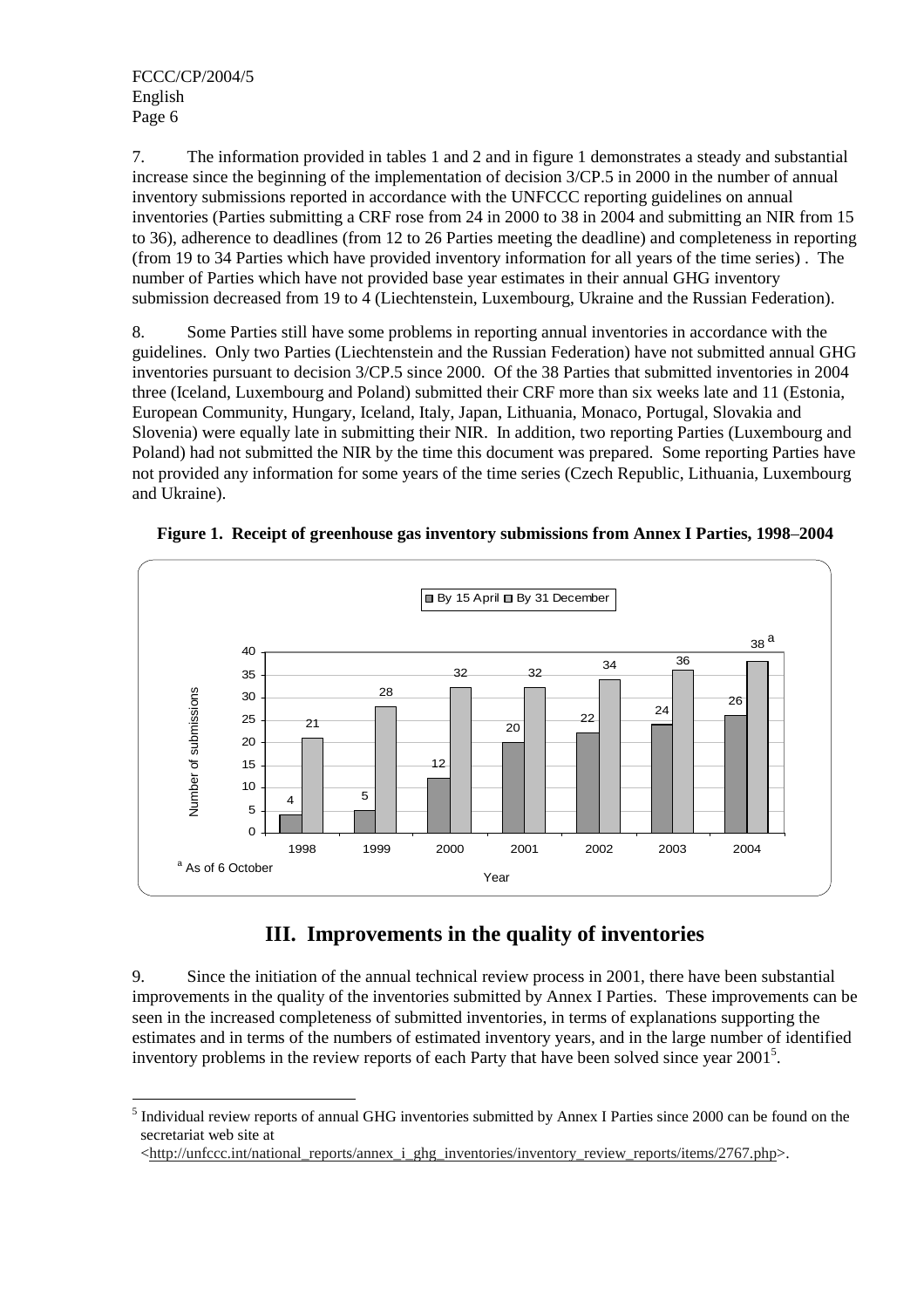7. The information provided in tables 1 and 2 and in figure 1 demonstrates a steady and substantial increase since the beginning of the implementation of decision 3/CP.5 in 2000 in the number of annual inventory submissions reported in accordance with the UNFCCC reporting guidelines on annual inventories (Parties submitting a CRF rose from 24 in 2000 to 38 in 2004 and submitting an NIR from 15 to 36), adherence to deadlines (from 12 to 26 Parties meeting the deadline) and completeness in reporting (from 19 to 34 Parties which have provided inventory information for all years of the time series) . The number of Parties which have not provided base year estimates in their annual GHG inventory submission decreased from 19 to 4 (Liechtenstein, Luxembourg, Ukraine and the Russian Federation).

8. Some Parties still have some problems in reporting annual inventories in accordance with the guidelines. Only two Parties (Liechtenstein and the Russian Federation) have not submitted annual GHG inventories pursuant to decision 3/CP.5 since 2000. Of the 38 Parties that submitted inventories in 2004 three (Iceland, Luxembourg and Poland) submitted their CRF more than six weeks late and 11 (Estonia, European Community, Hungary, Iceland, Italy, Japan, Lithuania, Monaco, Portugal, Slovakia and Slovenia) were equally late in submitting their NIR. In addition, two reporting Parties (Luxembourg and Poland) had not submitted the NIR by the time this document was prepared. Some reporting Parties have not provided any information for some years of the time series (Czech Republic, Lithuania, Luxembourg and Ukraine).

**Figure 1. Receipt of greenhouse gas inventory submissions from Annex I Parties, 1998–2004**

| Year | By 15 April | By 31 December |
|---|---|---|
| 1998 | 4 | 21 |
| 1999 | 5 | 28 |
| 2000 | 12 | 32 |
| 2001 | 20 | 32 |
| 2002 | 22 | 34 |
| 2003 | 24 | 36 |
| 2004 | 26 | 38 [a] |

[a] As of 6 October

## III. Improvements in the quality of inventories

9. Since the initiation of the annual technical review process in 2001, there have been substantial improvements in the quality of the inventories submitted by Annex I Parties. These improvements can be seen in the increased completeness of submitted inventories, in terms of explanations supporting the estimates and in terms of the numbers of estimated inventory years, and in the large number of identified inventory problems in the review reports of each Party that have been solved since year 2001[5].

---

[5] Individual review reports of annual GHG inventories submitted by Annex I Parties since 2000 can be found on the secretariat web site at <http://unfccc.int/national_reports/annex_i_ghg_inventories/inventory_review_reports/items/2767.php>.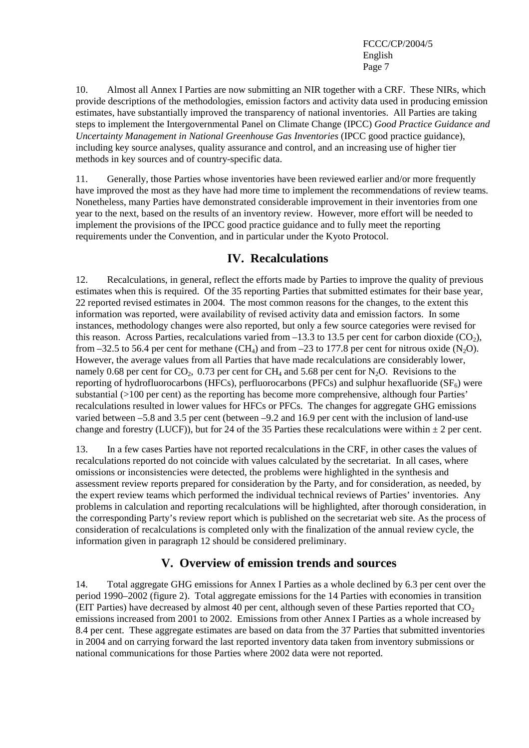10. Almost all Annex I Parties are now submitting an NIR together with a CRF. These NIRs, which provide descriptions of the methodologies, emission factors and activity data used in producing emission estimates, have substantially improved the transparency of national inventories. All Parties are taking steps to implement the Intergovernmental Panel on Climate Change (IPCC) *Good Practice Guidance and Uncertainty Management in National Greenhouse Gas Inventories* (IPCC good practice guidance), including key source analyses, quality assurance and control, and an increasing use of higher tier methods in key sources and of country-specific data.

11. Generally, those Parties whose inventories have been reviewed earlier and/or more frequently have improved the most as they have had more time to implement the recommendations of review teams. Nonetheless, many Parties have demonstrated considerable improvement in their inventories from one year to the next, based on the results of an inventory review. However, more effort will be needed to implement the provisions of the IPCC good practice guidance and to fully meet the reporting requirements under the Convention, and in particular under the Kyoto Protocol.

## IV. Recalculations

12. Recalculations, in general, reflect the efforts made by Parties to improve the quality of previous estimates when this is required. Of the 35 reporting Parties that submitted estimates for their base year, 22 reported revised estimates in 2004. The most common reasons for the changes, to the extent this information was reported, were availability of revised activity data and emission factors. In some instances, methodology changes were also reported, but only a few source categories were revised for this reason. Across Parties, recalculations varied from –13.3 to 13.5 per cent for carbon dioxide ($CO_2$), from –32.5 to 56.4 per cent for methane ($CH_4$) and from –23 to 177.8 per cent for nitrous oxide ($N_2O$). However, the average values from all Parties that have made recalculations are considerably lower, namely 0.68 per cent for $CO_2$, 0.73 per cent for $CH_4$ and 5.68 per cent for $N_2O$. Revisions to the reporting of hydrofluorocarbons (HFCs), perfluorocarbons (PFCs) and sulphur hexafluoride ($SF_6$) were substantial (>100 per cent) as the reporting has become more comprehensive, although four Parties' recalculations resulted in lower values for HFCs or PFCs. The changes for aggregate GHG emissions varied between –5.8 and 3.5 per cent (between –9.2 and 16.9 per cent with the inclusion of land-use change and forestry (LUCF)), but for 24 of the 35 Parties these recalculations were within ± 2 per cent.

13. In a few cases Parties have not reported recalculations in the CRF, in other cases the values of recalculations reported do not coincide with values calculated by the secretariat. In all cases, where omissions or inconsistencies were detected, the problems were highlighted in the synthesis and assessment review reports prepared for consideration by the Party, and for consideration, as needed, by the expert review teams which performed the individual technical reviews of Parties' inventories. Any problems in calculation and reporting recalculations will be highlighted, after thorough consideration, in the corresponding Party's review report which is published on the secretariat web site. As the process of consideration of recalculations is completed only with the finalization of the annual review cycle, the information given in paragraph 12 should be considered preliminary.

## V. Overview of emission trends and sources

14. Total aggregate GHG emissions for Annex I Parties as a whole declined by 6.3 per cent over the period 1990–2002 (figure 2). Total aggregate emissions for the 14 Parties with economies in transition (EIT Parties) have decreased by almost 40 per cent, although seven of these Parties reported that $CO_2$ emissions increased from 2001 to 2002. Emissions from other Annex I Parties as a whole increased by 8.4 per cent. These aggregate estimates are based on data from the 37 Parties that submitted inventories in 2004 and on carrying forward the last reported inventory data taken from inventory submissions or national communications for those Parties where 2002 data were not reported.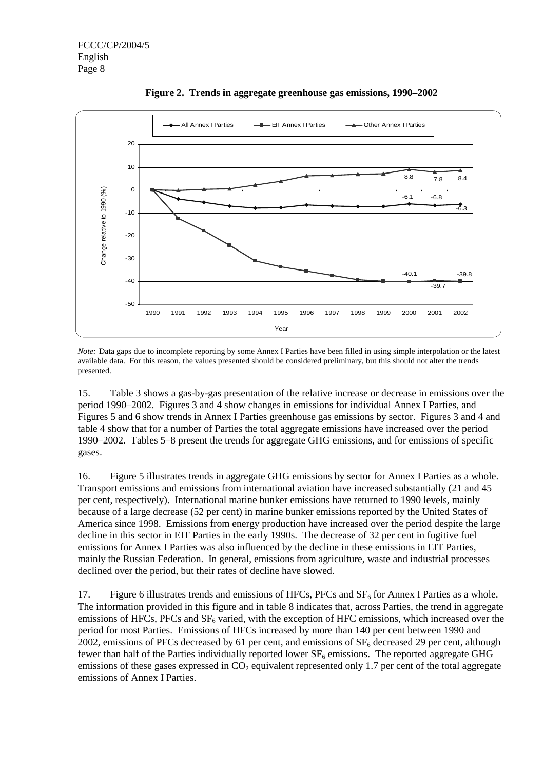**Figure 2. Trends in aggregate greenhouse gas emissions, 1990–2002**

*Note:* Data gaps due to incomplete reporting by some Annex I Parties have been filled in using simple interpolation or the latest available data. For this reason, the values presented should be considered preliminary, but this should not alter the trends presented.

15. Table 3 shows a gas-by-gas presentation of the relative increase or decrease in emissions over the period 1990–2002. Figures 3 and 4 show changes in emissions for individual Annex I Parties, and Figures 5 and 6 show trends in Annex I Parties greenhouse gas emissions by sector. Figures 3 and 4 and table 4 show that for a number of Parties the total aggregate emissions have increased over the period 1990–2002. Tables 5–8 present the trends for aggregate GHG emissions, and for emissions of specific gases.

16. Figure 5 illustrates trends in aggregate GHG emissions by sector for Annex I Parties as a whole. Transport emissions and emissions from international aviation have increased substantially (21 and 45 per cent, respectively). International marine bunker emissions have returned to 1990 levels, mainly because of a large decrease (52 per cent) in marine bunker emissions reported by the United States of America since 1998. Emissions from energy production have increased over the period despite the large decline in this sector in EIT Parties in the early 1990s. The decrease of 32 per cent in fugitive fuel emissions for Annex I Parties was also influenced by the decline in these emissions in EIT Parties, mainly the Russian Federation. In general, emissions from agriculture, waste and industrial processes declined over the period, but their rates of decline have slowed.

17. Figure 6 illustrates trends and emissions of HFCs, PFCs and $SF_6$ for Annex I Parties as a whole. The information provided in this figure and in table 8 indicates that, across Parties, the trend in aggregate emissions of HFCs, PFCs and $SF_6$ varied, with the exception of HFC emissions, which increased over the period for most Parties. Emissions of HFCs increased by more than 140 per cent between 1990 and 2002, emissions of PFCs decreased by 61 per cent, and emissions of $SF_6$ decreased 29 per cent, although fewer than half of the Parties individually reported lower $SF_6$ emissions. The reported aggregate GHG emissions of these gases expressed in $CO_2$ equivalent represented only 1.7 per cent of the total aggregate emissions of Annex I Parties.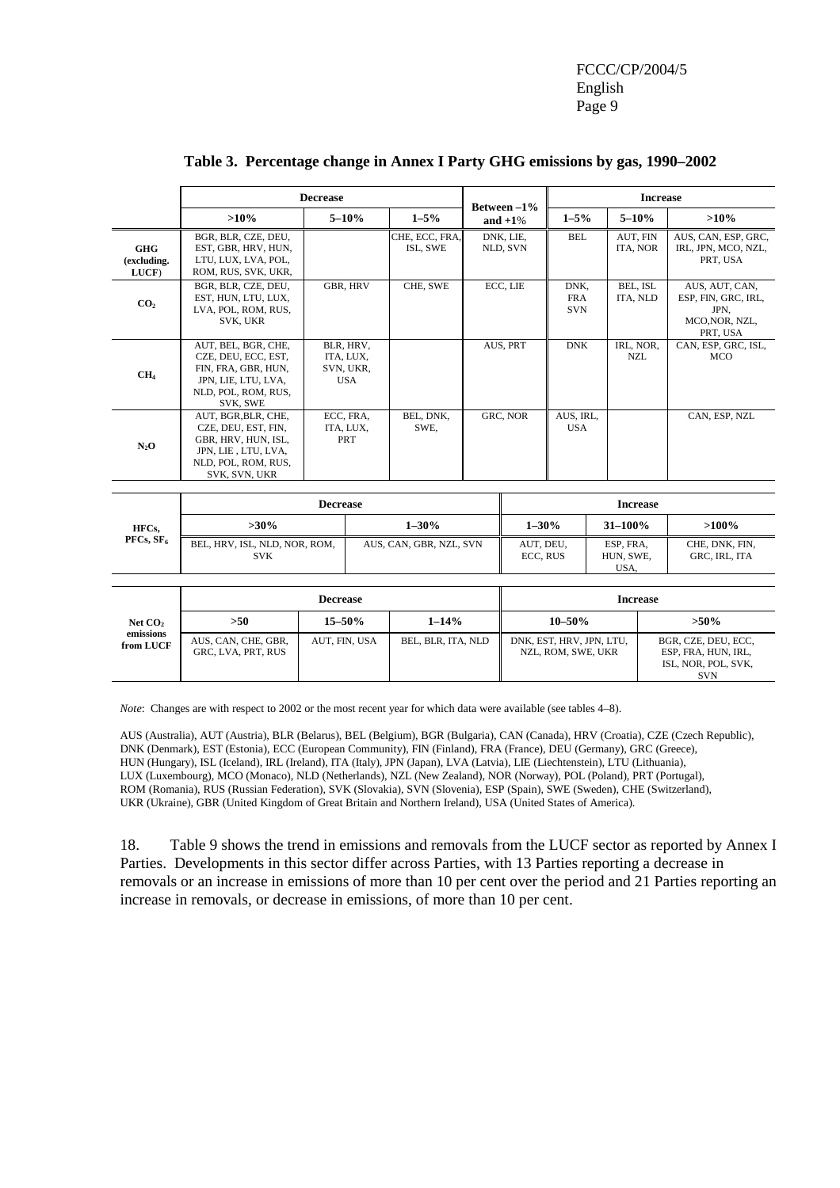**Table 3. Percentage change in Annex I Party GHG emissions by gas, 1990–2002**

| | Decrease | | | Between –1% and +1% | Increase | | |
|---|---|---|---|---|---|---|---|
| | >10% | 5–10% | 1–5% | | 1–5% | 5–10% | >10% |
| GHG (excluding. LUCF) | BGR, BLR, CZE, DEU, EST, GBR, HRV, HUN, LTU, LUX, LVA, POL, ROM, RUS, SVK, UKR, | | CHE, ECC, FRA, ISL, SWE | DNK, LIE, NLD, SVN | BEL | AUT, FIN ITA, NOR | AUS, CAN, ESP, GRC, IRL, JPN, MCO, NZL, PRT, USA |
| $CO_2$ | BGR, BLR, CZE, DEU, EST, HUN, LTU, LUX, LVA, POL, ROM, RUS, SVK, UKR | GBR, HRV | CHE, SWE | ECC, LIE | DNK, FRA SVN | BEL, ISL ITA, NLD | AUS, AUT, CAN, ESP, FIN, GRC, IRL, JPN, MCO,NOR, NZL, PRT, USA |
| $CH_4$ | AUT, BEL, BGR, CHE, CZE, DEU, ECC, EST, FIN, FRA, GBR, HUN, JPN, LIE, LTU, LVA, NLD, POL, ROM, RUS, SVK, SWE | BLR, HRV, ITA, LUX, SVN, UKR, USA | | AUS, PRT | DNK | IRL, NOR, NZL | CAN, ESP, GRC, ISL, MCO |
| $N_2O$ | AUT, BGR,BLR, CHE, CZE, DEU, EST, FIN, GBR, HRV, HUN, ISL, JPN, LIE , LTU, LVA, NLD, POL, ROM, RUS, SVK, SVN, UKR | ECC, FRA, ITA, LUX, PRT | BEL, DNK, SWE, | GRC, NOR | AUS, IRL, USA | | CAN, ESP, NZL |

| | Decrease | | Increase | | |
|---|---|---|---|---|---|
| HFCs, PFCs, $SF_6$ | >30% | 1–30% | 1–30% | 31–100% | >100% |
| | BEL, HRV, ISL, NLD, NOR, ROM, SVK | AUS, CAN, GBR, NZL, SVN | AUT, DEU, ECC, RUS | ESP, FRA, HUN, SWE, USA, | CHE, DNK, FIN, GRC, IRL, ITA |

| | Decrease | | | Increase | |
|---|---|---|---|---|---|
| Net $CO_2$ emissions from LUCF | >50 | 15–50% | 1–14% | 10–50% | >50% |
| | AUS, CAN, CHE, GBR, GRC, LVA, PRT, RUS | AUT, FIN, USA | BEL, BLR, ITA, NLD | DNK, EST, HRV, JPN, LTU, NZL, ROM, SWE, UKR | BGR, CZE, DEU, ECC, ESP, FRA, HUN, IRL, ISL, NOR, POL, SVK, SVN |

*Note*: Changes are with respect to 2002 or the most recent year for which data were available (see tables 4–8).

AUS (Australia), AUT (Austria), BLR (Belarus), BEL (Belgium), BGR (Bulgaria), CAN (Canada), HRV (Croatia), CZE (Czech Republic), DNK (Denmark), EST (Estonia), ECC (European Community), FIN (Finland), FRA (France), DEU (Germany), GRC (Greece), HUN (Hungary), ISL (Iceland), IRL (Ireland), ITA (Italy), JPN (Japan), LVA (Latvia), LIE (Liechtenstein), LTU (Lithuania), LUX (Luxembourg), MCO (Monaco), NLD (Netherlands), NZL (New Zealand), NOR (Norway), POL (Poland), PRT (Portugal), ROM (Romania), RUS (Russian Federation), SVK (Slovakia), SVN (Slovenia), ESP (Spain), SWE (Sweden), CHE (Switzerland), UKR (Ukraine), GBR (United Kingdom of Great Britain and Northern Ireland), USA (United States of America).

18. Table 9 shows the trend in emissions and removals from the LUCF sector as reported by Annex I Parties. Developments in this sector differ across Parties, with 13 Parties reporting a decrease in removals or an increase in emissions of more than 10 per cent over the period and 21 Parties reporting an increase in removals, or decrease in emissions, of more than 10 per cent.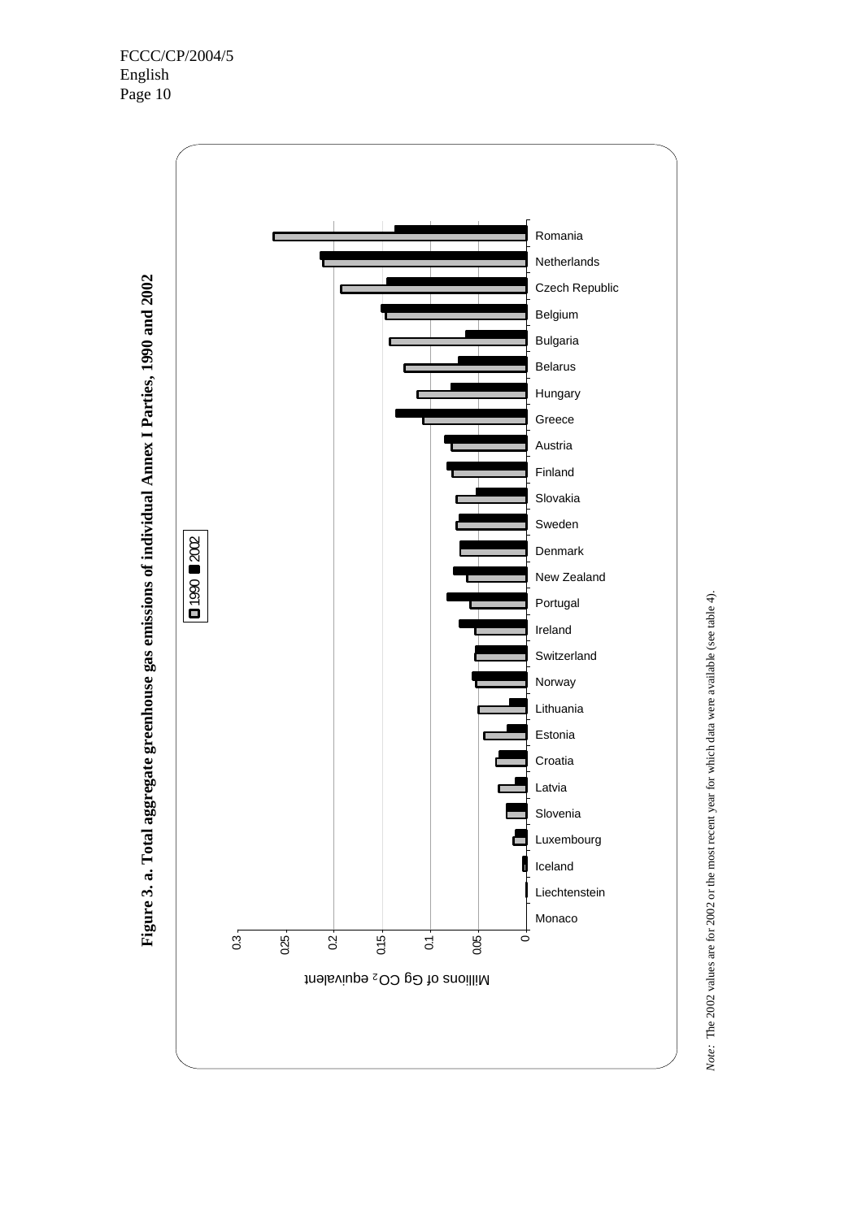**Figure 3. a. Total aggregate greenhouse gas emissions of individual Annex I Parties, 1990 and 2002**

*Note*: The 2002 values are for 2002 or the most recent year for which data were available (see table 4).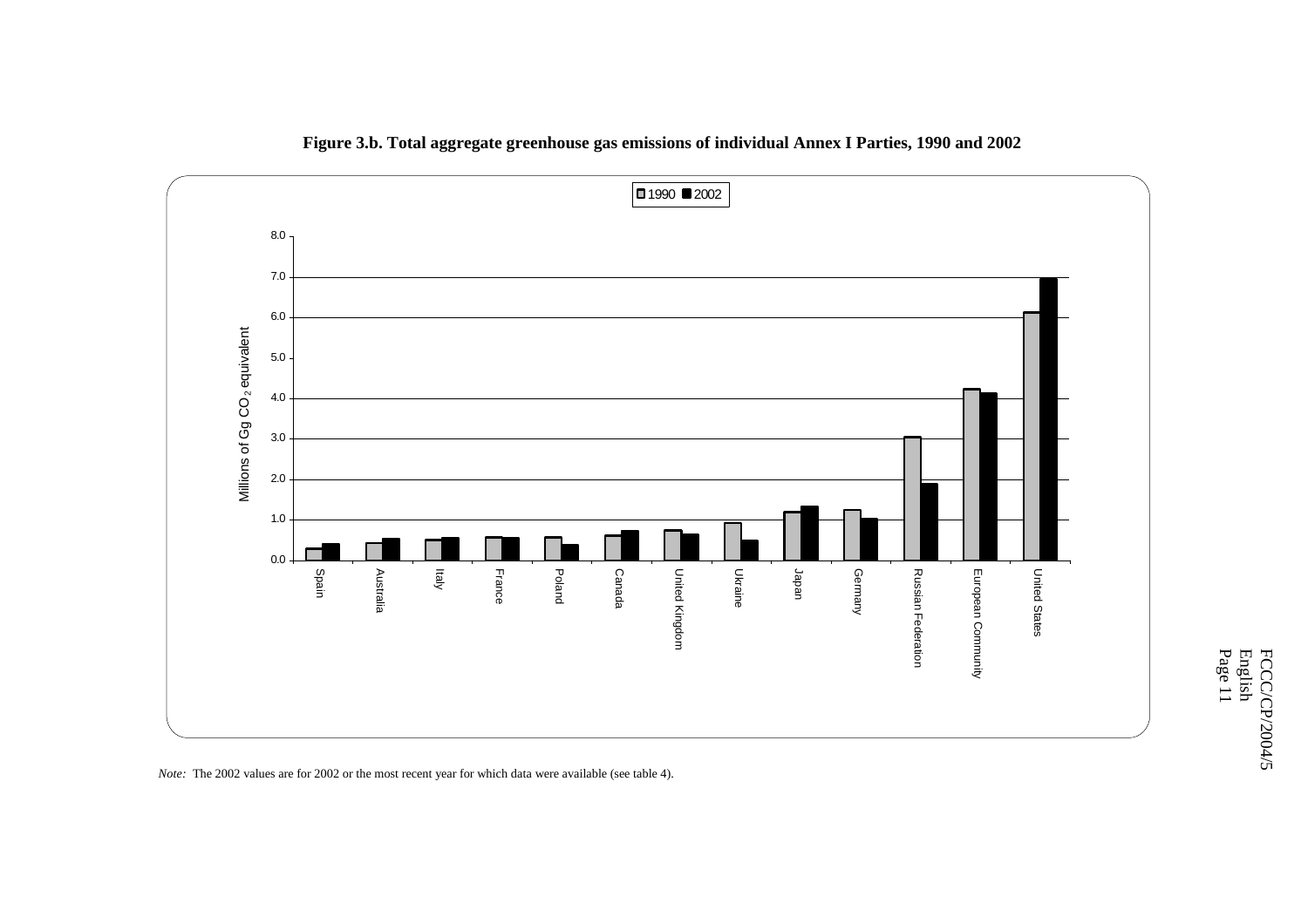**Figure 3.b. Total aggregate greenhouse gas emissions of individual Annex I Parties, 1990 and 2002**

*Note:* The 2002 values are for 2002 or the most recent year for which data were available (see table 4).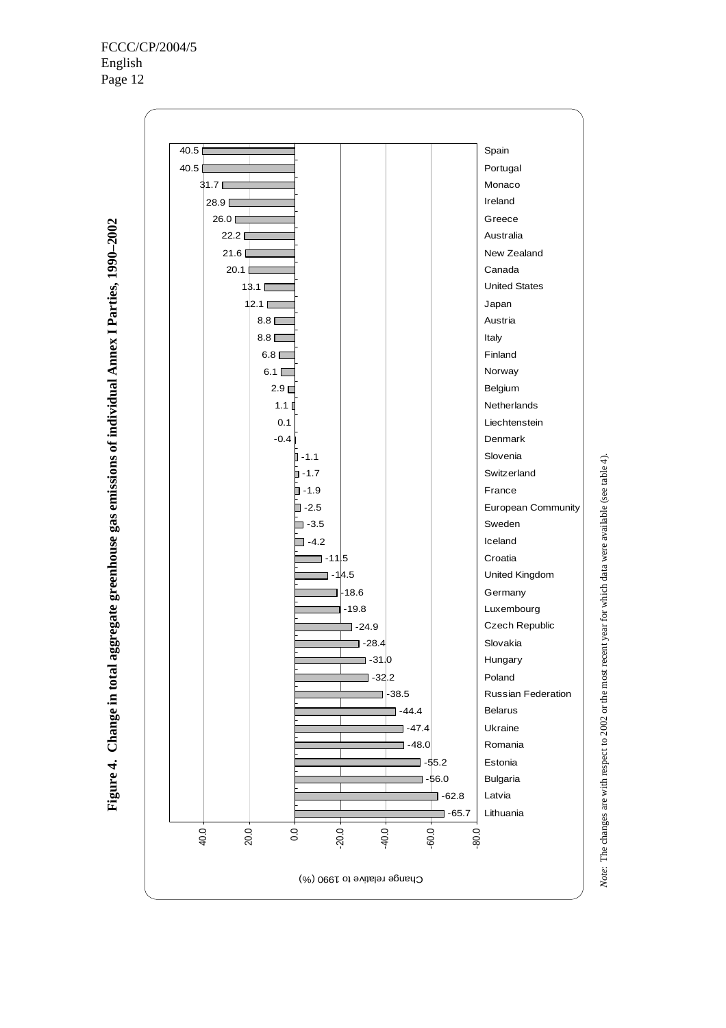**Figure 4. Change in total aggregate greenhouse gas emissions of individual Annex I Parties, 1990–2002**

| Party | Change relative to 1990 (%) |
| --- | --- |
| Spain | 40.5 |
| Portugal | 40.5 |
| Monaco | 31.7 |
| Ireland | 28.9 |
| Greece | 26.0 |
| Australia | 22.2 |
| New Zealand | 21.6 |
| Canada | 20.1 |
| United States | 13.1 |
| Japan | 12.1 |
| Austria | 8.8 |
| Italy | 8.8 |
| Finland | 6.8 |
| Norway | 6.1 |
| Belgium | 2.9 |
| Netherlands | 1.1 |
| Liechtenstein | 0.1 |
| Denmark | -0.4 |
| Slovenia | -1.1 |
| Switzerland | -1.7 |
| France | -1.9 |
| European Community | -2.5 |
| Sweden | -3.5 |
| Iceland | -4.2 |
| Croatia | -11.5 |
| United Kingdom | -14.5 |
| Germany | -18.6 |
| Luxembourg | -19.8 |
| Czech Republic | -24.9 |
| Slovakia | -28.4 |
| Hungary | -31.0 |
| Poland | -32.2 |
| Russian Federation | -38.5 |
| Belarus | -44.4 |
| Ukraine | -47.4 |
| Romania | -48.0 |
| Estonia | -55.2 |
| Bulgaria | -56.0 |
| Latvia | -62.8 |
| Lithuania | -65.7 |

*Note*: The changes are with respect to 2002 or the most recent year for which data were available (see table 4).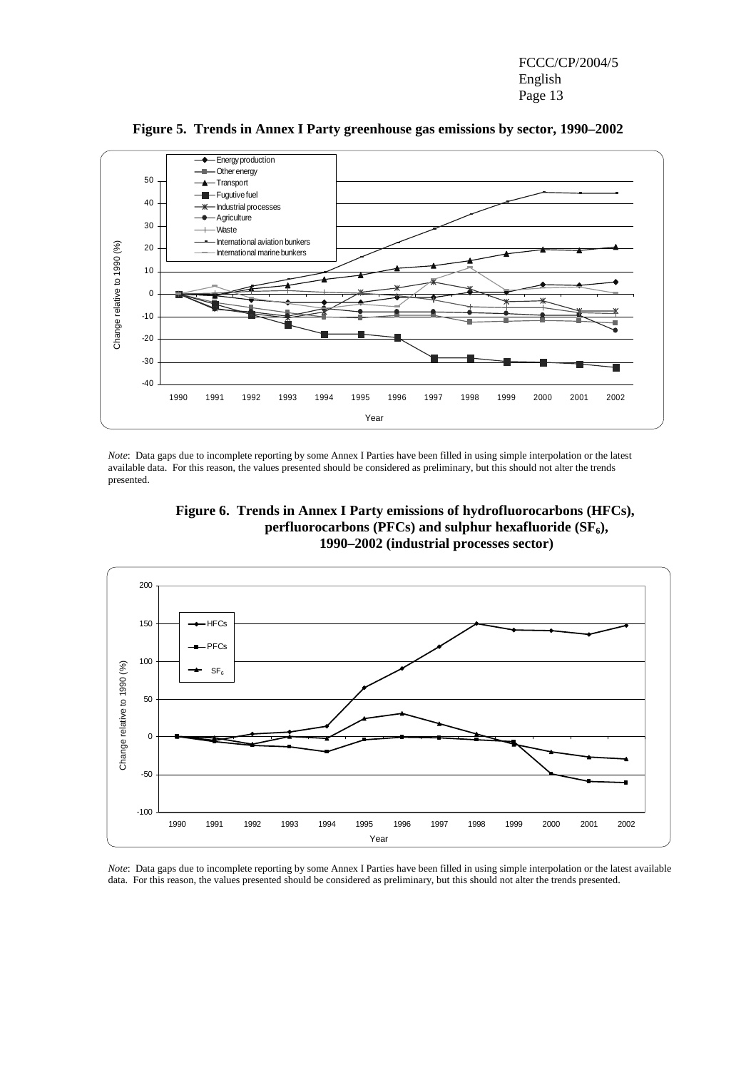**Figure 5. Trends in Annex I Party greenhouse gas emissions by sector, 1990–2002**

*Note*: Data gaps due to incomplete reporting by some Annex I Parties have been filled in using simple interpolation or the latest available data. For this reason, the values presented should be considered as preliminary, but this should not alter the trends presented.

**Figure 6. Trends in Annex I Party emissions of hydrofluorocarbons (HFCs), perfluorocarbons (PFCs) and sulphur hexafluoride ($SF_6$), 1990–2002 (industrial processes sector)**

*Note*: Data gaps due to incomplete reporting by some Annex I Parties have been filled in using simple interpolation or the latest available data. For this reason, the values presented should be considered as preliminary, but this should not alter the trends presented.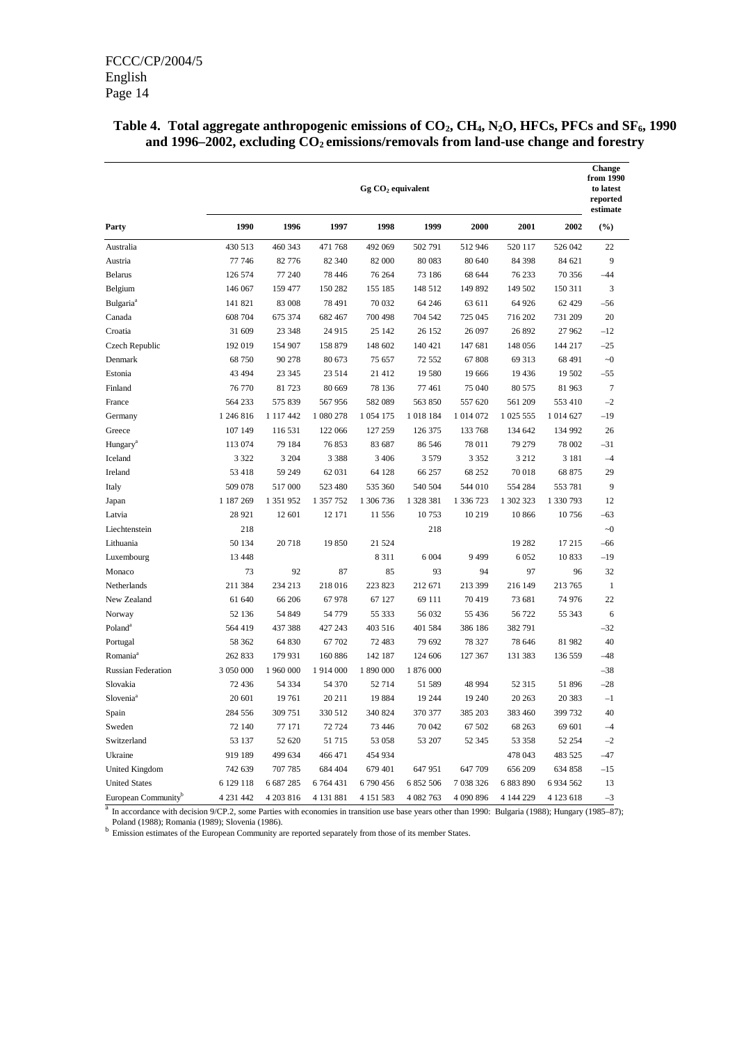**Table 4. Total aggregate anthropogenic emissions of $CO_2$, $CH_4$, $N_2O$, HFCs, PFCs and $SF_6$, 1990 and 1996–2002, excluding $CO_2$ emissions/removals from land-use change and forestry**

| | Gg $CO_2$ equivalent | | | | | | | | Change from 1990 to latest reported estimate |
|---|---|---|---|---|---|---|---|---|---|
| Party | 1990 | 1996 | 1997 | 1998 | 1999 | 2000 | 2001 | 2002 | (%) |
| Australia | 430 513 | 460 343 | 471 768 | 492 069 | 502 791 | 512 946 | 520 117 | 526 042 | 22 |
| Austria | 77 746 | 82 776 | 82 340 | 82 000 | 80 083 | 80 640 | 84 398 | 84 621 | 9 |
| Belarus | 126 574 | 77 240 | 78 446 | 76 264 | 73 186 | 68 644 | 76 233 | 70 356 | –44 |
| Belgium | 146 067 | 159 477 | 150 282 | 155 185 | 148 512 | 149 892 | 149 502 | 150 311 | 3 |
| Bulgaria[a] | 141 821 | 83 008 | 78 491 | 70 032 | 64 246 | 63 611 | 64 926 | 62 429 | –56 |
| Canada | 608 704 | 675 374 | 682 467 | 700 498 | 704 542 | 725 045 | 716 202 | 731 209 | 20 |
| Croatia | 31 609 | 23 348 | 24 915 | 25 142 | 26 152 | 26 097 | 26 892 | 27 962 | –12 |
| Czech Republic | 192 019 | 154 907 | 158 879 | 148 602 | 140 421 | 147 681 | 148 056 | 144 217 | –25 |
| Denmark | 68 750 | 90 278 | 80 673 | 75 657 | 72 552 | 67 808 | 69 313 | 68 491 | ~0 |
| Estonia | 43 494 | 23 345 | 23 514 | 21 412 | 19 580 | 19 666 | 19 436 | 19 502 | –55 |
| Finland | 76 770 | 81 723 | 80 669 | 78 136 | 77 461 | 75 040 | 80 575 | 81 963 | 7 |
| France | 564 233 | 575 839 | 567 956 | 582 089 | 563 850 | 557 620 | 561 209 | 553 410 | –2 |
| Germany | 1 246 816 | 1 117 442 | 1 080 278 | 1 054 175 | 1 018 184 | 1 014 072 | 1 025 555 | 1 014 627 | –19 |
| Greece | 107 149 | 116 531 | 122 066 | 127 259 | 126 375 | 133 768 | 134 642 | 134 992 | 26 |
| Hungary[a] | 113 074 | 79 184 | 76 853 | 83 687 | 86 546 | 78 011 | 79 279 | 78 002 | –31 |
| Iceland | 3 322 | 3 204 | 3 388 | 3 406 | 3 579 | 3 352 | 3 212 | 3 181 | –4 |
| Ireland | 53 418 | 59 249 | 62 031 | 64 128 | 66 257 | 68 252 | 70 018 | 68 875 | 29 |
| Italy | 509 078 | 517 000 | 523 480 | 535 360 | 540 504 | 544 010 | 554 284 | 553 781 | 9 |
| Japan | 1 187 269 | 1 351 952 | 1 357 752 | 1 306 736 | 1 328 381 | 1 336 723 | 1 302 323 | 1 330 793 | 12 |
| Latvia | 28 921 | 12 601 | 12 171 | 11 556 | 10 753 | 10 219 | 10 866 | 10 756 | –63 |
| Liechtenstein | 218 | | | | 218 | | | | ~0 |
| Lithuania | 50 134 | 20 718 | 19 850 | 21 524 | | | 19 282 | 17 215 | –66 |
| Luxembourg | 13 448 | | | 8 311 | 6 004 | 9 499 | 6 052 | 10 833 | –19 |
| Monaco | 73 | 92 | 87 | 85 | 93 | 94 | 97 | 96 | 32 |
| Netherlands | 211 384 | 234 213 | 218 016 | 223 823 | 212 671 | 213 399 | 216 149 | 213 765 | 1 |
| New Zealand | 61 640 | 66 206 | 67 978 | 67 127 | 69 111 | 70 419 | 73 681 | 74 976 | 22 |
| Norway | 52 136 | 54 849 | 54 779 | 55 333 | 56 032 | 55 436 | 56 722 | 55 343 | 6 |
| Poland[a] | 564 419 | 437 388 | 427 243 | 403 516 | 401 584 | 386 186 | 382 791 | | –32 |
| Portugal | 58 362 | 64 830 | 67 702 | 72 483 | 79 692 | 78 327 | 78 646 | 81 982 | 40 |
| Romania[a] | 262 833 | 179 931 | 160 886 | 142 187 | 124 606 | 127 367 | 131 383 | 136 559 | –48 |
| Russian Federation | 3 050 000 | 1 960 000 | 1 914 000 | 1 890 000 | 1 876 000 | | | | –38 |
| Slovakia | 72 436 | 54 334 | 54 370 | 52 714 | 51 589 | 48 994 | 52 315 | 51 896 | –28 |
| Slovenia[a] | 20 601 | 19 761 | 20 211 | 19 884 | 19 244 | 19 240 | 20 263 | 20 383 | –1 |
| Spain | 284 556 | 309 751 | 330 512 | 340 824 | 370 377 | 385 203 | 383 460 | 399 732 | 40 |
| Sweden | 72 140 | 77 171 | 72 724 | 73 446 | 70 042 | 67 502 | 68 263 | 69 601 | –4 |
| Switzerland | 53 137 | 52 620 | 51 715 | 53 058 | 53 207 | 52 345 | 53 358 | 52 254 | –2 |
| Ukraine | 919 189 | 499 634 | 466 471 | 454 934 | | | 478 043 | 483 525 | –47 |
| United Kingdom | 742 639 | 707 785 | 684 404 | 679 401 | 647 951 | 647 709 | 656 209 | 634 858 | –15 |
| United States | 6 129 118 | 6 687 285 | 6 764 431 | 6 790 456 | 6 852 506 | 7 038 326 | 6 883 890 | 6 934 562 | 13 |
| European Community[b] | 4 231 442 | 4 203 816 | 4 131 881 | 4 151 583 | 4 082 763 | 4 090 896 | 4 144 229 | 4 123 618 | –3 |

[a] In accordance with decision 9/CP.2, some Parties with economies in transition use base years other than 1990: Bulgaria (1988); Hungary (1985–87); Poland (1988); Romania (1989); Slovenia (1986).

[b] Emission estimates of the European Community are reported separately from those of its member States.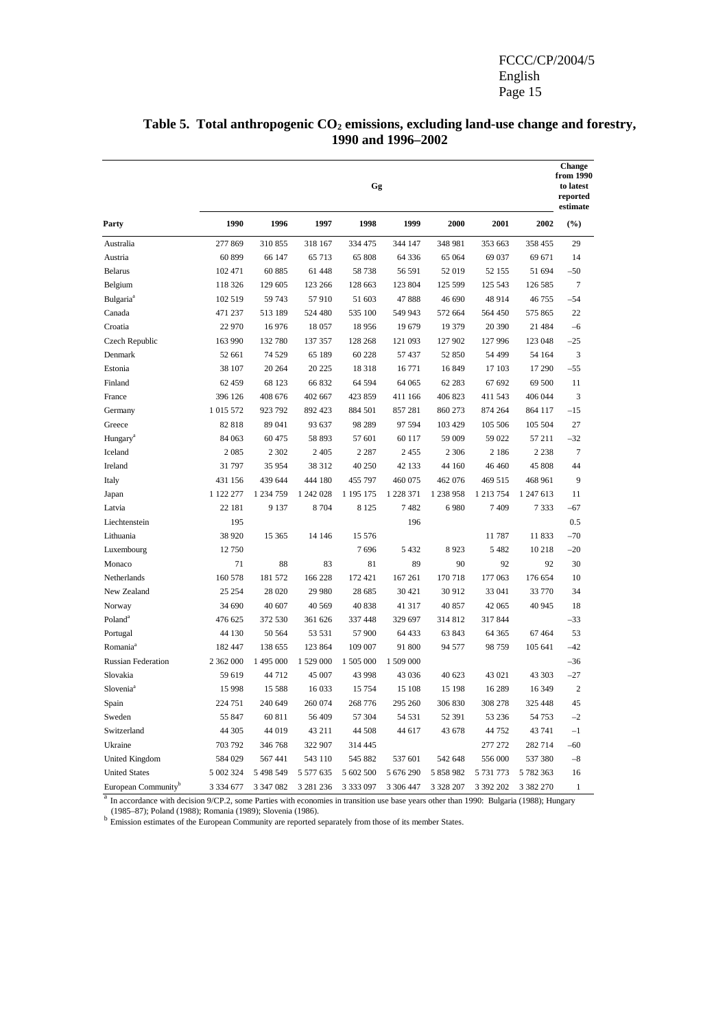# Table 5. Total anthropogenic $CO_2$ emissions, excluding land-use change and forestry, 1990 and 1996–2002

| Party | Gg | | | | | | | | Change from 1990 to latest reported estimate |
|---|---|---|---|---|---|---|---|---|---|
| | 1990 | 1996 | 1997 | 1998 | 1999 | 2000 | 2001 | 2002 | (%) |
| Australia | 277 869 | 310 855 | 318 167 | 334 475 | 344 147 | 348 981 | 353 663 | 358 455 | 29 |
| Austria | 60 899 | 66 147 | 65 713 | 65 808 | 64 336 | 65 064 | 69 037 | 69 671 | 14 |
| Belarus | 102 471 | 60 885 | 61 448 | 58 738 | 56 591 | 52 019 | 52 155 | 51 694 | –50 |
| Belgium | 118 326 | 129 605 | 123 266 | 128 663 | 123 804 | 125 599 | 125 543 | 126 585 | 7 |
| Bulgaria[a] | 102 519 | 59 743 | 57 910 | 51 603 | 47 888 | 46 690 | 48 914 | 46 755 | –54 |
| Canada | 471 237 | 513 189 | 524 480 | 535 100 | 549 943 | 572 664 | 564 450 | 575 865 | 22 |
| Croatia | 22 970 | 16 976 | 18 057 | 18 956 | 19 679 | 19 379 | 20 390 | 21 484 | –6 |
| Czech Republic | 163 990 | 132 780 | 137 357 | 128 268 | 121 093 | 127 902 | 127 996 | 123 048 | –25 |
| Denmark | 52 661 | 74 529 | 65 189 | 60 228 | 57 437 | 52 850 | 54 499 | 54 164 | 3 |
| Estonia | 38 107 | 20 264 | 20 225 | 18 318 | 16 771 | 16 849 | 17 103 | 17 290 | –55 |
| Finland | 62 459 | 68 123 | 66 832 | 64 594 | 64 065 | 62 283 | 67 692 | 69 500 | 11 |
| France | 396 126 | 408 676 | 402 667 | 423 859 | 411 166 | 406 823 | 411 543 | 406 044 | 3 |
| Germany | 1 015 572 | 923 792 | 892 423 | 884 501 | 857 281 | 860 273 | 874 264 | 864 117 | –15 |
| Greece | 82 818 | 89 041 | 93 637 | 98 289 | 97 594 | 103 429 | 105 506 | 105 504 | 27 |
| Hungary[a] | 84 063 | 60 475 | 58 893 | 57 601 | 60 117 | 59 009 | 59 022 | 57 211 | –32 |
| Iceland | 2 085 | 2 302 | 2 405 | 2 287 | 2 455 | 2 306 | 2 186 | 2 238 | 7 |
| Ireland | 31 797 | 35 954 | 38 312 | 40 250 | 42 133 | 44 160 | 46 460 | 45 808 | 44 |
| Italy | 431 156 | 439 644 | 444 180 | 455 797 | 460 075 | 462 076 | 469 515 | 468 961 | 9 |
| Japan | 1 122 277 | 1 234 759 | 1 242 028 | 1 195 175 | 1 228 371 | 1 238 958 | 1 213 754 | 1 247 613 | 11 |
| Latvia | 22 181 | 9 137 | 8 704 | 8 125 | 7 482 | 6 980 | 7 409 | 7 333 | –67 |
| Liechtenstein | 195 | | | | 196 | | | | 0.5 |
| Lithuania | 38 920 | 15 365 | 14 146 | 15 576 | | | 11 787 | 11 833 | –70 |
| Luxembourg | 12 750 | | | 7 696 | 5 432 | 8 923 | 5 482 | 10 218 | –20 |
| Monaco | 71 | 88 | 83 | 81 | 89 | 90 | 92 | 92 | 30 |
| Netherlands | 160 578 | 181 572 | 166 228 | 172 421 | 167 261 | 170 718 | 177 063 | 176 654 | 10 |
| New Zealand | 25 254 | 28 020 | 29 980 | 28 685 | 30 421 | 30 912 | 33 041 | 33 770 | 34 |
| Norway | 34 690 | 40 607 | 40 569 | 40 838 | 41 317 | 40 857 | 42 065 | 40 945 | 18 |
| Poland[a] | 476 625 | 372 530 | 361 626 | 337 448 | 329 697 | 314 812 | 317 844 | | –33 |
| Portugal | 44 130 | 50 564 | 53 531 | 57 900 | 64 433 | 63 843 | 64 365 | 67 464 | 53 |
| Romania[a] | 182 447 | 138 655 | 123 864 | 109 007 | 91 800 | 94 577 | 98 759 | 105 641 | –42 |
| Russian Federation | 2 362 000 | 1 495 000 | 1 529 000 | 1 505 000 | 1 509 000 | | | | –36 |
| Slovakia | 59 619 | 44 712 | 45 007 | 43 998 | 43 036 | 40 623 | 43 021 | 43 303 | –27 |
| Slovenia[a] | 15 998 | 15 588 | 16 033 | 15 754 | 15 108 | 15 198 | 16 289 | 16 349 | 2 |
| Spain | 224 751 | 240 649 | 260 074 | 268 776 | 295 260 | 306 830 | 308 278 | 325 448 | 45 |
| Sweden | 55 847 | 60 811 | 56 409 | 57 304 | 54 531 | 52 391 | 53 236 | 54 753 | –2 |
| Switzerland | 44 305 | 44 019 | 43 211 | 44 508 | 44 617 | 43 678 | 44 752 | 43 741 | –1 |
| Ukraine | 703 792 | 346 768 | 322 907 | 314 445 | | | 277 272 | 282 714 | –60 |
| United Kingdom | 584 029 | 567 441 | 543 110 | 545 882 | 537 601 | 542 648 | 556 000 | 537 380 | –8 |
| United States | 5 002 324 | 5 498 549 | 5 577 635 | 5 602 500 | 5 676 290 | 5 858 982 | 5 731 773 | 5 782 363 | 16 |
| European Community[b] | 3 334 677 | 3 347 082 | 3 281 236 | 3 333 097 | 3 306 447 | 3 328 207 | 3 392 202 | 3 382 270 | 1 |

[a] In accordance with decision 9/CP.2, some Parties with economies in transition use base years other than 1990: Bulgaria (1988); Hungary (1985–87); Poland (1988); Romania (1989); Slovenia (1986).

[b] Emission estimates of the European Community are reported separately from those of its member States.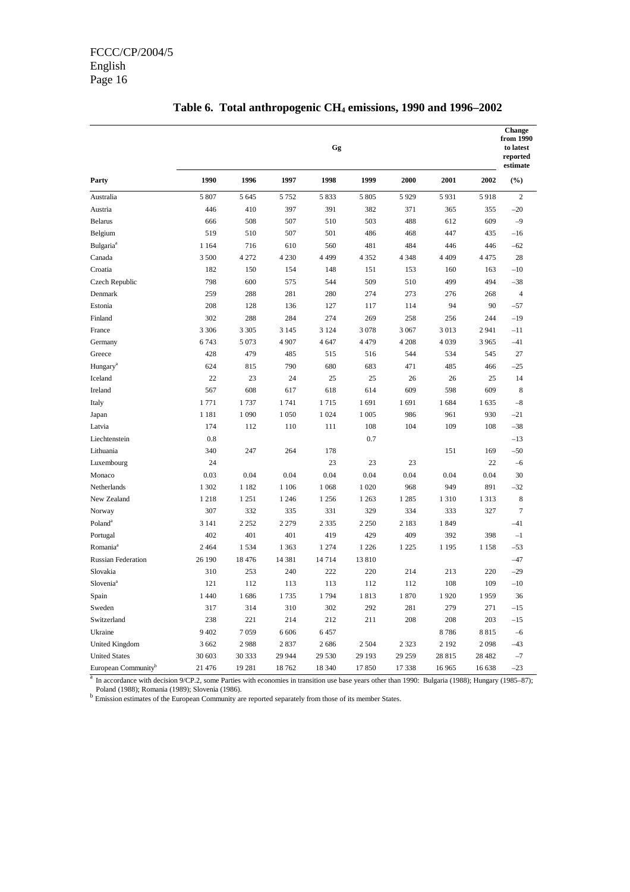## Table 6. Total anthropogenic $CH_4$ emissions, 1990 and 1996–2002

| Party | Gg | | | | | | | | Change from 1990 to latest reported estimate |
|---|---|---|---|---|---|---|---|---|---|
| | 1990 | 1996 | 1997 | 1998 | 1999 | 2000 | 2001 | 2002 | (%) |
| Australia | 5 807 | 5 645 | 5 752 | 5 833 | 5 805 | 5 929 | 5 931 | 5 918 | 2 |
| Austria | 446 | 410 | 397 | 391 | 382 | 371 | 365 | 355 | –20 |
| Belarus | 666 | 508 | 507 | 510 | 503 | 488 | 612 | 609 | –9 |
| Belgium | 519 | 510 | 507 | 501 | 486 | 468 | 447 | 435 | –16 |
| Bulgaria[a] | 1 164 | 716 | 610 | 560 | 481 | 484 | 446 | 446 | –62 |
| Canada | 3 500 | 4 272 | 4 230 | 4 499 | 4 352 | 4 348 | 4 409 | 4 475 | 28 |
| Croatia | 182 | 150 | 154 | 148 | 151 | 153 | 160 | 163 | –10 |
| Czech Republic | 798 | 600 | 575 | 544 | 509 | 510 | 499 | 494 | –38 |
| Denmark | 259 | 288 | 281 | 280 | 274 | 273 | 276 | 268 | 4 |
| Estonia | 208 | 128 | 136 | 127 | 117 | 114 | 94 | 90 | –57 |
| Finland | 302 | 288 | 284 | 274 | 269 | 258 | 256 | 244 | –19 |
| France | 3 306 | 3 305 | 3 145 | 3 124 | 3 078 | 3 067 | 3 013 | 2 941 | –11 |
| Germany | 6 743 | 5 073 | 4 907 | 4 647 | 4 479 | 4 208 | 4 039 | 3 965 | –41 |
| Greece | 428 | 479 | 485 | 515 | 516 | 544 | 534 | 545 | 27 |
| Hungary[a] | 624 | 815 | 790 | 680 | 683 | 471 | 485 | 466 | –25 |
| Iceland | 22 | 23 | 24 | 25 | 25 | 26 | 26 | 25 | 14 |
| Ireland | 567 | 608 | 617 | 618 | 614 | 609 | 598 | 609 | 8 |
| Italy | 1 771 | 1 737 | 1 741 | 1 715 | 1 691 | 1 691 | 1 684 | 1 635 | –8 |
| Japan | 1 181 | 1 090 | 1 050 | 1 024 | 1 005 | 986 | 961 | 930 | –21 |
| Latvia | 174 | 112 | 110 | 111 | 108 | 104 | 109 | 108 | –38 |
| Liechtenstein | 0.8 | | | | 0.7 | | | | –13 |
| Lithuania | 340 | 247 | 264 | 178 | | | 151 | 169 | –50 |
| Luxembourg | 24 | | | 23 | 23 | 23 | | 22 | –6 |
| Monaco | 0.03 | 0.04 | 0.04 | 0.04 | 0.04 | 0.04 | 0.04 | 0.04 | 30 |
| Netherlands | 1 302 | 1 182 | 1 106 | 1 068 | 1 020 | 968 | 949 | 891 | –32 |
| New Zealand | 1 218 | 1 251 | 1 246 | 1 256 | 1 263 | 1 285 | 1 310 | 1 313 | 8 |
| Norway | 307 | 332 | 335 | 331 | 329 | 334 | 333 | 327 | 7 |
| Poland[a] | 3 141 | 2 252 | 2 279 | 2 335 | 2 250 | 2 183 | 1 849 | | –41 |
| Portugal | 402 | 401 | 401 | 419 | 429 | 409 | 392 | 398 | –1 |
| Romania[a] | 2 464 | 1 534 | 1 363 | 1 274 | 1 226 | 1 225 | 1 195 | 1 158 | –53 |
| Russian Federation | 26 190 | 18 476 | 14 381 | 14 714 | 13 810 | | | | –47 |
| Slovakia | 310 | 253 | 240 | 222 | 220 | 214 | 213 | 220 | –29 |
| Slovenia[a] | 121 | 112 | 113 | 113 | 112 | 112 | 108 | 109 | –10 |
| Spain | 1 440 | 1 686 | 1 735 | 1 794 | 1 813 | 1 870 | 1 920 | 1 959 | 36 |
| Sweden | 317 | 314 | 310 | 302 | 292 | 281 | 279 | 271 | –15 |
| Switzerland | 238 | 221 | 214 | 212 | 211 | 208 | 208 | 203 | –15 |
| Ukraine | 9 402 | 7 059 | 6 606 | 6 457 | | | 8 786 | 8 815 | –6 |
| United Kingdom | 3 662 | 2 988 | 2 837 | 2 686 | 2 504 | 2 323 | 2 192 | 2 098 | –43 |
| United States | 30 603 | 30 333 | 29 944 | 29 530 | 29 193 | 29 259 | 28 815 | 28 482 | –7 |
| European Community[b] | 21 476 | 19 281 | 18 762 | 18 340 | 17 850 | 17 338 | 16 965 | 16 638 | –23 |

[a] In accordance with decision 9/CP.2, some Parties with economies in transition use base years other than 1990: Bulgaria (1988); Hungary (1985–87); Poland (1988); Romania (1989); Slovenia (1986).

[b] Emission estimates of the European Community are reported separately from those of its member States.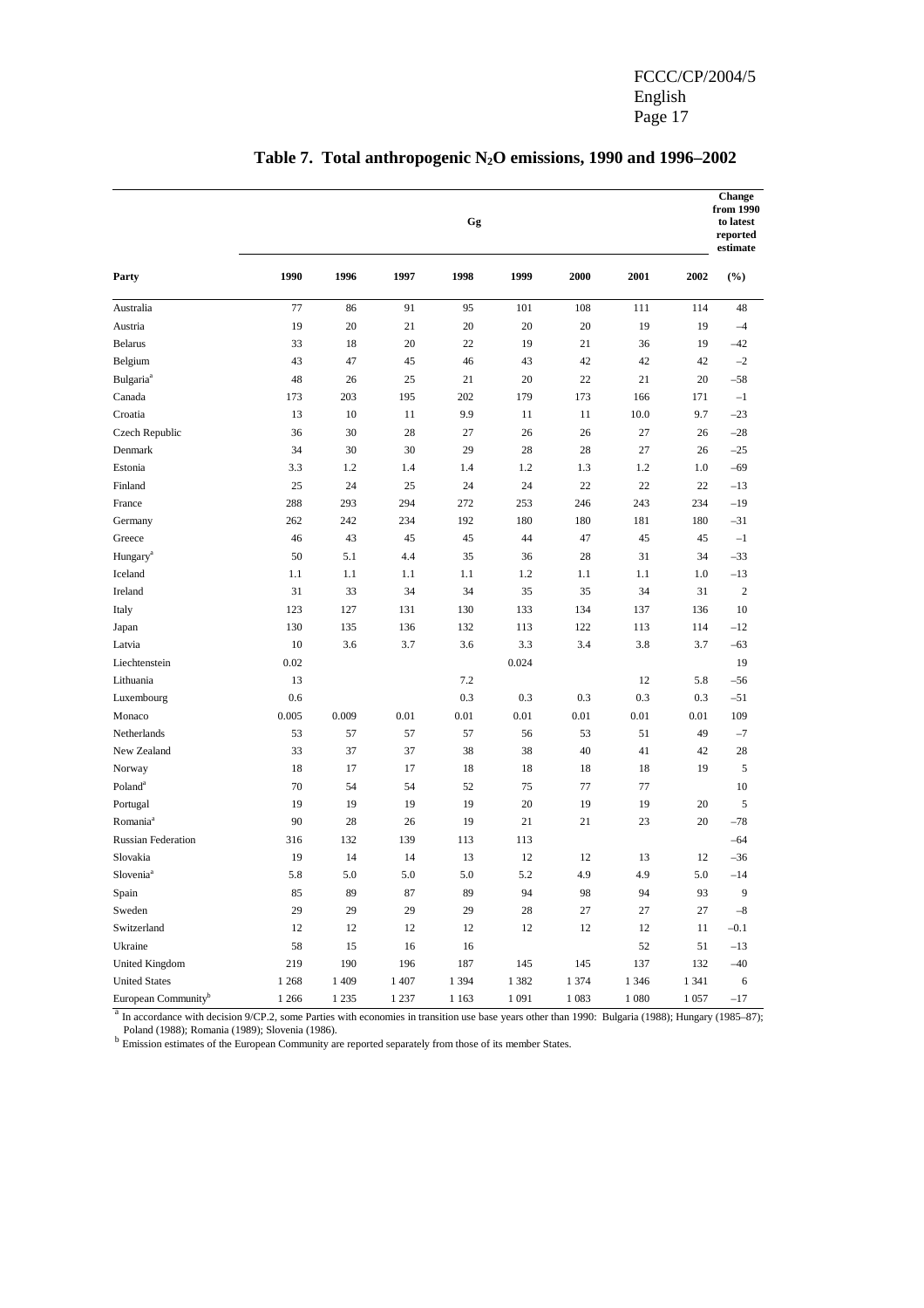# Table 7. Total anthropogenic $N_2O$ emissions, 1990 and 1996–2002

| Party | Gg | | | | | | | | Change from 1990 to latest reported estimate |
|---|---|---|---|---|---|---|---|---|---|
| | 1990 | 1996 | 1997 | 1998 | 1999 | 2000 | 2001 | 2002 | (%) |
| Australia | 77 | 86 | 91 | 95 | 101 | 108 | 111 | 114 | 48 |
| Austria | 19 | 20 | 21 | 20 | 20 | 20 | 19 | 19 | –4 |
| Belarus | 33 | 18 | 20 | 22 | 19 | 21 | 36 | 19 | –42 |
| Belgium | 43 | 47 | 45 | 46 | 43 | 42 | 42 | 42 | –2 |
| Bulgaria[a] | 48 | 26 | 25 | 21 | 20 | 22 | 21 | 20 | –58 |
| Canada | 173 | 203 | 195 | 202 | 179 | 173 | 166 | 171 | –1 |
| Croatia | 13 | 10 | 11 | 9.9 | 11 | 11 | 10.0 | 9.7 | –23 |
| Czech Republic | 36 | 30 | 28 | 27 | 26 | 26 | 27 | 26 | –28 |
| Denmark | 34 | 30 | 30 | 29 | 28 | 28 | 27 | 26 | –25 |
| Estonia | 3.3 | 1.2 | 1.4 | 1.4 | 1.2 | 1.3 | 1.2 | 1.0 | –69 |
| Finland | 25 | 24 | 25 | 24 | 24 | 22 | 22 | 22 | –13 |
| France | 288 | 293 | 294 | 272 | 253 | 246 | 243 | 234 | –19 |
| Germany | 262 | 242 | 234 | 192 | 180 | 180 | 181 | 180 | –31 |
| Greece | 46 | 43 | 45 | 45 | 44 | 47 | 45 | 45 | –1 |
| Hungary[a] | 50 | 5.1 | 4.4 | 35 | 36 | 28 | 31 | 34 | –33 |
| Iceland | 1.1 | 1.1 | 1.1 | 1.1 | 1.2 | 1.1 | 1.1 | 1.0 | –13 |
| Ireland | 31 | 33 | 34 | 34 | 35 | 35 | 34 | 31 | 2 |
| Italy | 123 | 127 | 131 | 130 | 133 | 134 | 137 | 136 | 10 |
| Japan | 130 | 135 | 136 | 132 | 113 | 122 | 113 | 114 | –12 |
| Latvia | 10 | 3.6 | 3.7 | 3.6 | 3.3 | 3.4 | 3.8 | 3.7 | –63 |
| Liechtenstein | 0.02 | | | | 0.024 | | | | 19 |
| Lithuania | 13 | | | 7.2 | | | 12 | 5.8 | –56 |
| Luxembourg | 0.6 | | | 0.3 | 0.3 | 0.3 | 0.3 | 0.3 | –51 |
| Monaco | 0.005 | 0.009 | 0.01 | 0.01 | 0.01 | 0.01 | 0.01 | 0.01 | 109 |
| Netherlands | 53 | 57 | 57 | 57 | 56 | 53 | 51 | 49 | –7 |
| New Zealand | 33 | 37 | 37 | 38 | 38 | 40 | 41 | 42 | 28 |
| Norway | 18 | 17 | 17 | 18 | 18 | 18 | 18 | 19 | 5 |
| Poland[a] | 70 | 54 | 54 | 52 | 75 | 77 | 77 | | 10 |
| Portugal | 19 | 19 | 19 | 19 | 20 | 19 | 19 | 20 | 5 |
| Romania[a] | 90 | 28 | 26 | 19 | 21 | 21 | 23 | 20 | –78 |
| Russian Federation | 316 | 132 | 139 | 113 | 113 | | | | –64 |
| Slovakia | 19 | 14 | 14 | 13 | 12 | 12 | 13 | 12 | –36 |
| Slovenia[a] | 5.8 | 5.0 | 5.0 | 5.0 | 5.2 | 4.9 | 4.9 | 5.0 | –14 |
| Spain | 85 | 89 | 87 | 89 | 94 | 98 | 94 | 93 | 9 |
| Sweden | 29 | 29 | 29 | 29 | 28 | 27 | 27 | 27 | –8 |
| Switzerland | 12 | 12 | 12 | 12 | 12 | 12 | 12 | 11 | –0.1 |
| Ukraine | 58 | 15 | 16 | 16 | | | 52 | 51 | –13 |
| United Kingdom | 219 | 190 | 196 | 187 | 145 | 145 | 137 | 132 | –40 |
| United States | 1 268 | 1 409 | 1 407 | 1 394 | 1 382 | 1 374 | 1 346 | 1 341 | 6 |
| European Community[b] | 1 266 | 1 235 | 1 237 | 1 163 | 1 091 | 1 083 | 1 080 | 1 057 | –17 |

[a] In accordance with decision 9/CP.2, some Parties with economies in transition use base years other than 1990: Bulgaria (1988); Hungary (1985–87); Poland (1988); Romania (1989); Slovenia (1986).

[b] Emission estimates of the European Community are reported separately from those of its member States.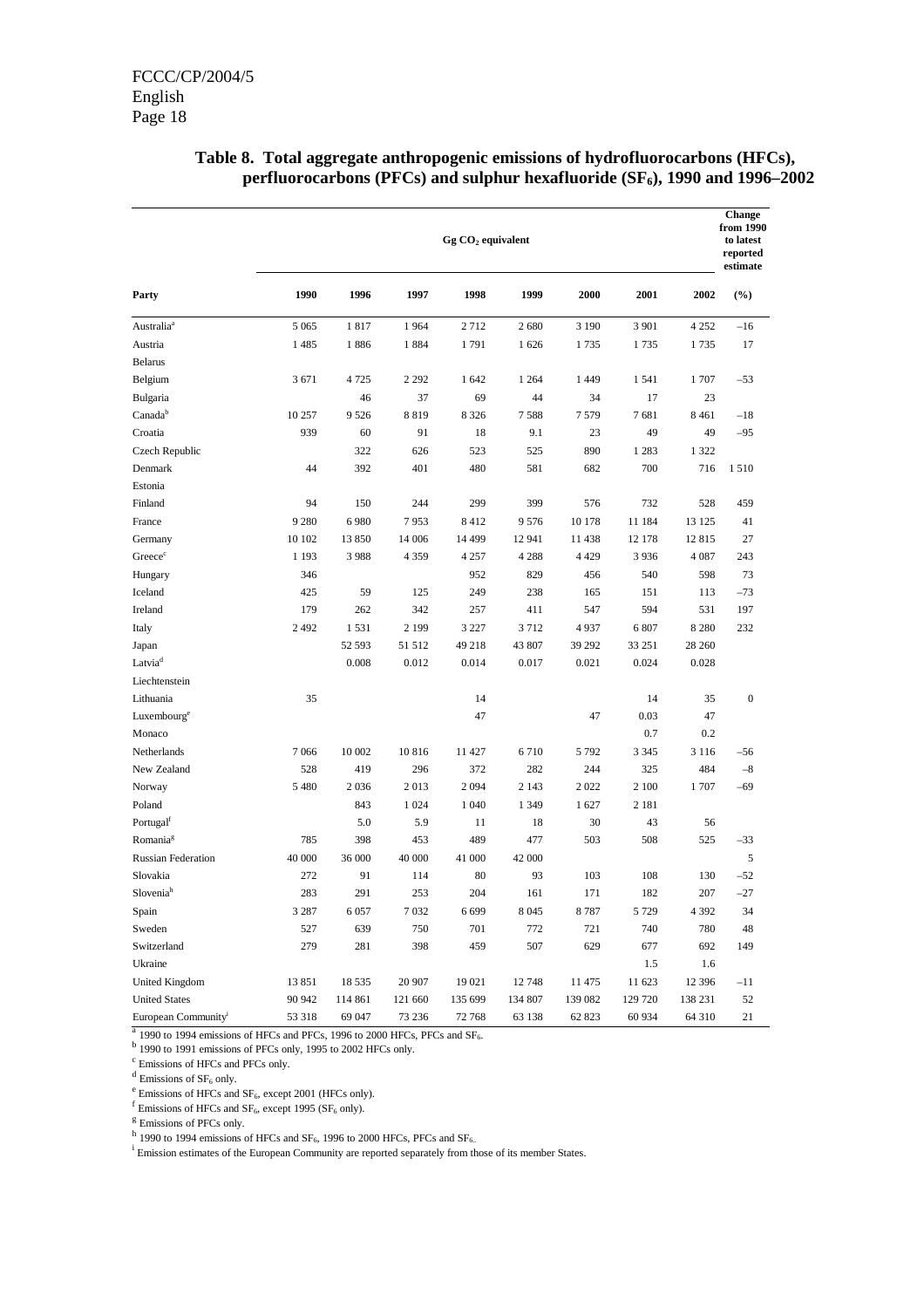**Table 8. Total aggregate anthropogenic emissions of hydrofluorocarbons (HFCs), perfluorocarbons (PFCs) and sulphur hexafluoride ($SF_6$), 1990 and 1996–2002**

| | Gg $CO_2$ equivalent | | | | | | | | Change from 1990 to latest reported estimate |
|---|---|---|---|---|---|---|---|---|---|
| **Party** | **1990** | **1996** | **1997** | **1998** | **1999** | **2000** | **2001** | **2002** | **(%)** |
| Australia[a] | 5 065 | 1 817 | 1 964 | 2 712 | 2 680 | 3 190 | 3 901 | 4 252 | –16 |
| Austria | 1 485 | 1 886 | 1 884 | 1 791 | 1 626 | 1 735 | 1 735 | 1 735 | 17 |
| Belarus | | | | | | | | | |
| Belgium | 3 671 | 4 725 | 2 292 | 1 642 | 1 264 | 1 449 | 1 541 | 1 707 | –53 |
| Bulgaria | | 46 | 37 | 69 | 44 | 34 | 17 | 23 | |
| Canada[b] | 10 257 | 9 526 | 8 819 | 8 326 | 7 588 | 7 579 | 7 681 | 8 461 | –18 |
| Croatia | 939 | 60 | 91 | 18 | 9.1 | 23 | 49 | 49 | –95 |
| Czech Republic | | 322 | 626 | 523 | 525 | 890 | 1 283 | 1 322 | |
| Denmark | 44 | 392 | 401 | 480 | 581 | 682 | 700 | 716 | 1 510 |
| Estonia | | | | | | | | | |
| Finland | 94 | 150 | 244 | 299 | 399 | 576 | 732 | 528 | 459 |
| France | 9 280 | 6 980 | 7 953 | 8 412 | 9 576 | 10 178 | 11 184 | 13 125 | 41 |
| Germany | 10 102 | 13 850 | 14 006 | 14 499 | 12 941 | 11 438 | 12 178 | 12 815 | 27 |
| Greece[c] | 1 193 | 3 988 | 4 359 | 4 257 | 4 288 | 4 429 | 3 936 | 4 087 | 243 |
| Hungary | 346 | | | 952 | 829 | 456 | 540 | 598 | 73 |
| Iceland | 425 | 59 | 125 | 249 | 238 | 165 | 151 | 113 | –73 |
| Ireland | 179 | 262 | 342 | 257 | 411 | 547 | 594 | 531 | 197 |
| Italy | 2 492 | 1 531 | 2 199 | 3 227 | 3 712 | 4 937 | 6 807 | 8 280 | 232 |
| Japan | | 52 593 | 51 512 | 49 218 | 43 807 | 39 292 | 33 251 | 28 260 | |
| Latvia[d] | | 0.008 | 0.012 | 0.014 | 0.017 | 0.021 | 0.024 | 0.028 | |
| Liechtenstein | | | | | | | | | |
| Lithuania | 35 | | | 14 | | | 14 | 35 | 0 |
| Luxembourg[e] | | | | 47 | | 47 | 0.03 | 47 | |
| Monaco | | | | | | | 0.7 | 0.2 | |
| Netherlands | 7 066 | 10 002 | 10 816 | 11 427 | 6 710 | 5 792 | 3 345 | 3 116 | –56 |
| New Zealand | 528 | 419 | 296 | 372 | 282 | 244 | 325 | 484 | –8 |
| Norway | 5 480 | 2 036 | 2 013 | 2 094 | 2 143 | 2 022 | 2 100 | 1 707 | –69 |
| Poland | | 843 | 1 024 | 1 040 | 1 349 | 1 627 | 2 181 | | |
| Portugal[f] | | 5.0 | 5.9 | 11 | 18 | 30 | 43 | 56 | |
| Romania[g] | 785 | 398 | 453 | 489 | 477 | 503 | 508 | 525 | –33 |
| Russian Federation | 40 000 | 36 000 | 40 000 | 41 000 | 42 000 | | | | 5 |
| Slovakia | 272 | 91 | 114 | 80 | 93 | 103 | 108 | 130 | –52 |
| Slovenia[h] | 283 | 291 | 253 | 204 | 161 | 171 | 182 | 207 | –27 |
| Spain | 3 287 | 6 057 | 7 032 | 6 699 | 8 045 | 8 787 | 5 729 | 4 392 | 34 |
| Sweden | 527 | 639 | 750 | 701 | 772 | 721 | 740 | 780 | 48 |
| Switzerland | 279 | 281 | 398 | 459 | 507 | 629 | 677 | 692 | 149 |
| Ukraine | | | | | | | 1.5 | 1.6 | |
| United Kingdom | 13 851 | 18 535 | 20 907 | 19 021 | 12 748 | 11 475 | 11 623 | 12 396 | –11 |
| United States | 90 942 | 114 861 | 121 660 | 135 699 | 134 807 | 139 082 | 129 720 | 138 231 | 52 |
| European Community[i] | 53 318 | 69 047 | 73 236 | 72 768 | 63 138 | 62 823 | 60 934 | 64 310 | 21 |

[a] 1990 to 1994 emissions of HFCs and PFCs, 1996 to 2000 HFCs, PFCs and $SF_6$.

[b] 1990 to 1991 emissions of PFCs only, 1995 to 2002 HFCs only.

[c] Emissions of HFCs and PFCs only.

[d] Emissions of $SF_6$ only.

[e] Emissions of HFCs and $SF_6$, except 2001 (HFCs only).

[f] Emissions of HFCs and $SF_6$, except 1995 ($SF_6$ only).

[g] Emissions of PFCs only.

[h] 1990 to 1994 emissions of HFCs and $SF_6$, 1996 to 2000 HFCs, PFCs and $SF_6$.

[i] Emission estimates of the European Community are reported separately from those of its member States.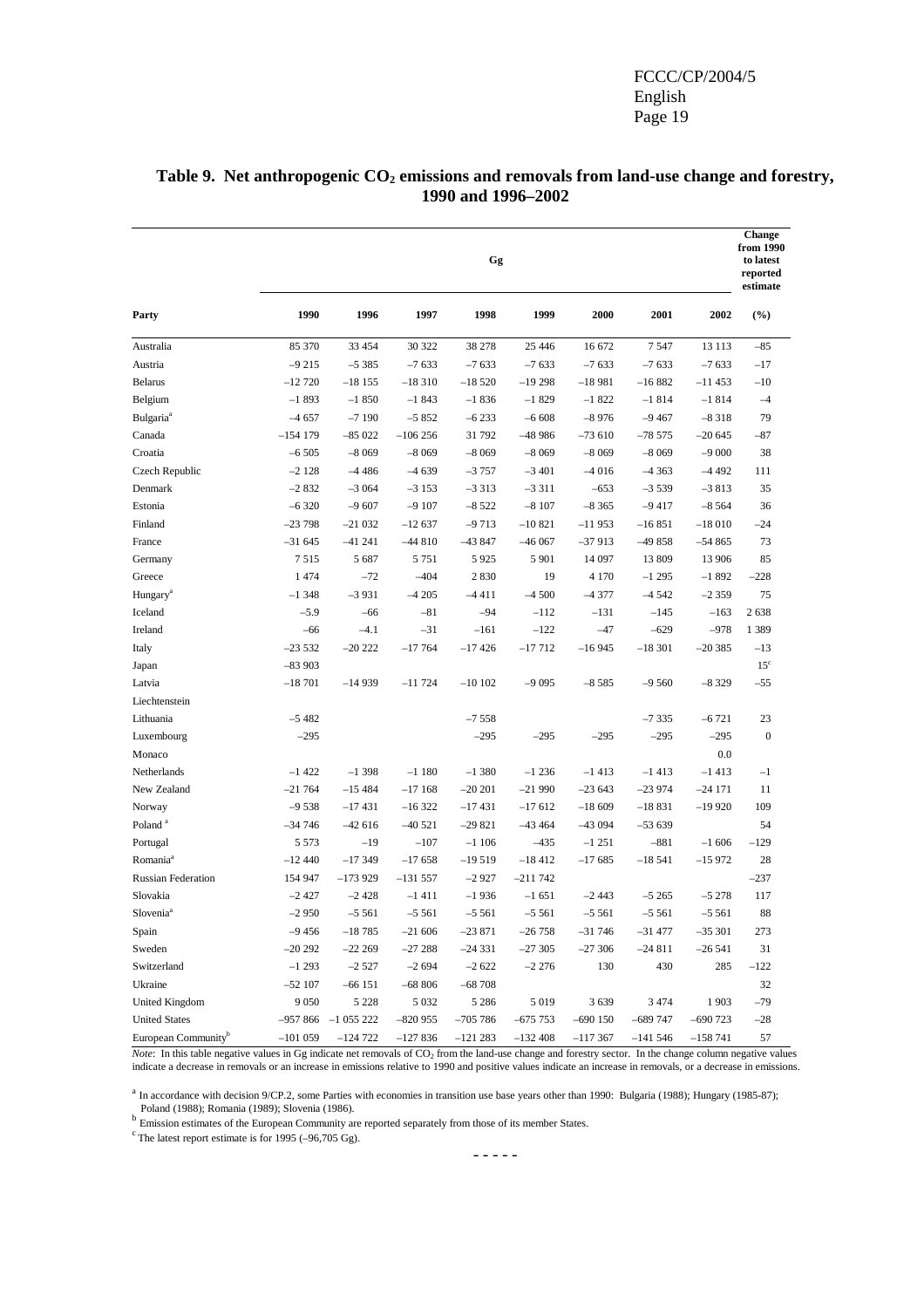**Table 9. Net anthropogenic $CO_2$ emissions and removals from land-use change and forestry, 1990 and 1996–2002**

| | Gg | | | | | | | | Change from 1990 to latest reported estimate |
|---|---|---|---|---|---|---|---|---|---|
| Party | 1990 | 1996 | 1997 | 1998 | 1999 | 2000 | 2001 | 2002 | (%) |
| Australia | 85 370 | 33 454 | 30 322 | 38 278 | 25 446 | 16 672 | 7 547 | 13 113 | –85 |
| Austria | –9 215 | –5 385 | –7 633 | –7 633 | –7 633 | –7 633 | –7 633 | –7 633 | –17 |
| Belarus | –12 720 | –18 155 | –18 310 | –18 520 | –19 298 | –18 981 | –16 882 | –11 453 | –10 |
| Belgium | –1 893 | –1 850 | –1 843 | –1 836 | –1 829 | –1 822 | –1 814 | –1 814 | –4 |
| Bulgaria[a] | –4 657 | –7 190 | –5 852 | –6 233 | –6 608 | –8 976 | –9 467 | –8 318 | 79 |
| Canada | –154 179 | –85 022 | –106 256 | 31 792 | –48 986 | –73 610 | –78 575 | –20 645 | –87 |
| Croatia | –6 505 | –8 069 | –8 069 | –8 069 | –8 069 | –8 069 | –8 069 | –9 000 | 38 |
| Czech Republic | –2 128 | –4 486 | –4 639 | –3 757 | –3 401 | –4 016 | –4 363 | –4 492 | 111 |
| Denmark | –2 832 | –3 064 | –3 153 | –3 313 | –3 311 | –653 | –3 539 | –3 813 | 35 |
| Estonia | –6 320 | –9 607 | –9 107 | –8 522 | –8 107 | –8 365 | –9 417 | –8 564 | 36 |
| Finland | –23 798 | –21 032 | –12 637 | –9 713 | –10 821 | –11 953 | –16 851 | –18 010 | –24 |
| France | –31 645 | –41 241 | –44 810 | –43 847 | –46 067 | –37 913 | –49 858 | –54 865 | 73 |
| Germany | 7 515 | 5 687 | 5 751 | 5 925 | 5 901 | 14 097 | 13 809 | 13 906 | 85 |
| Greece | 1 474 | –72 | –404 | 2 830 | 19 | 4 170 | –1 295 | –1 892 | –228 |
| Hungary[a] | –1 348 | –3 931 | –4 205 | –4 411 | –4 500 | –4 377 | –4 542 | –2 359 | 75 |
| Iceland | –5.9 | –66 | –81 | –94 | –112 | –131 | –145 | –163 | 2 638 |
| Ireland | –66 | –4.1 | –31 | –161 | –122 | –47 | –629 | –978 | 1 389 |
| Italy | –23 532 | –20 222 | –17 764 | –17 426 | –17 712 | –16 945 | –18 301 | –20 385 | –13 |
| Japan | –83 903 | | | | | | | | 15[c] |
| Latvia | –18 701 | –14 939 | –11 724 | –10 102 | –9 095 | –8 585 | –9 560 | –8 329 | –55 |
| Liechtenstein | | | | | | | | | |
| Lithuania | –5 482 | | | –7 558 | | | –7 335 | –6 721 | 23 |
| Luxembourg | –295 | | | –295 | –295 | –295 | –295 | –295 | 0 |
| Monaco | | | | | | | | 0.0 | |
| Netherlands | –1 422 | –1 398 | –1 180 | –1 380 | –1 236 | –1 413 | –1 413 | –1 413 | –1 |
| New Zealand | –21 764 | –15 484 | –17 168 | –20 201 | –21 990 | –23 643 | –23 974 | –24 171 | 11 |
| Norway | –9 538 | –17 431 | –16 322 | –17 431 | –17 612 | –18 609 | –18 831 | –19 920 | 109 |
| Poland[a] | –34 746 | –42 616 | –40 521 | –29 821 | –43 464 | –43 094 | –53 639 | | 54 |
| Portugal | 5 573 | –19 | –107 | –1 106 | –435 | –1 251 | –881 | –1 606 | –129 |
| Romania[a] | –12 440 | –17 349 | –17 658 | –19 519 | –18 412 | –17 685 | –18 541 | –15 972 | 28 |
| Russian Federation | 154 947 | –173 929 | –131 557 | –2 927 | –211 742 | | | | –237 |
| Slovakia | –2 427 | –2 428 | –1 411 | –1 936 | –1 651 | –2 443 | –5 265 | –5 278 | 117 |
| Slovenia[a] | –2 950 | –5 561 | –5 561 | –5 561 | –5 561 | –5 561 | –5 561 | –5 561 | 88 |
| Spain | –9 456 | –18 785 | –21 606 | –23 871 | –26 758 | –31 746 | –31 477 | –35 301 | 273 |
| Sweden | –20 292 | –22 269 | –27 288 | –24 331 | –27 305 | –27 306 | –24 811 | –26 541 | 31 |
| Switzerland | –1 293 | –2 527 | –2 694 | –2 622 | –2 276 | 130 | 430 | 285 | –122 |
| Ukraine | –52 107 | –66 151 | –68 806 | –68 708 | | | | | 32 |
| United Kingdom | 9 050 | 5 228 | 5 032 | 5 286 | 5 019 | 3 639 | 3 474 | 1 903 | –79 |
| United States | –957 866 | –1 055 222 | –820 955 | –705 786 | –675 753 | –690 150 | –689 747 | –690 723 | –28 |
| European Community[b] | –101 059 | –124 722 | –127 836 | –121 283 | –132 408 | –117 367 | –141 546 | –158 741 | 57 |

*Note*: In this table negative values in Gg indicate net removals of $CO_2$ from the land-use change and forestry sector. In the change column negative values indicate a decrease in removals or an increase in emissions relative to 1990 and positive values indicate an increase in removals, or a decrease in emissions.

[a] In accordance with decision 9/CP.2, some Parties with economies in transition use base years other than 1990: Bulgaria (1988); Hungary (1985-87); Poland (1988); Romania (1989); Slovenia (1986).

[b] Emission estimates of the European Community are reported separately from those of its member States.

[c] The latest report estimate is for 1995 (–96,705 Gg).

- - - - -